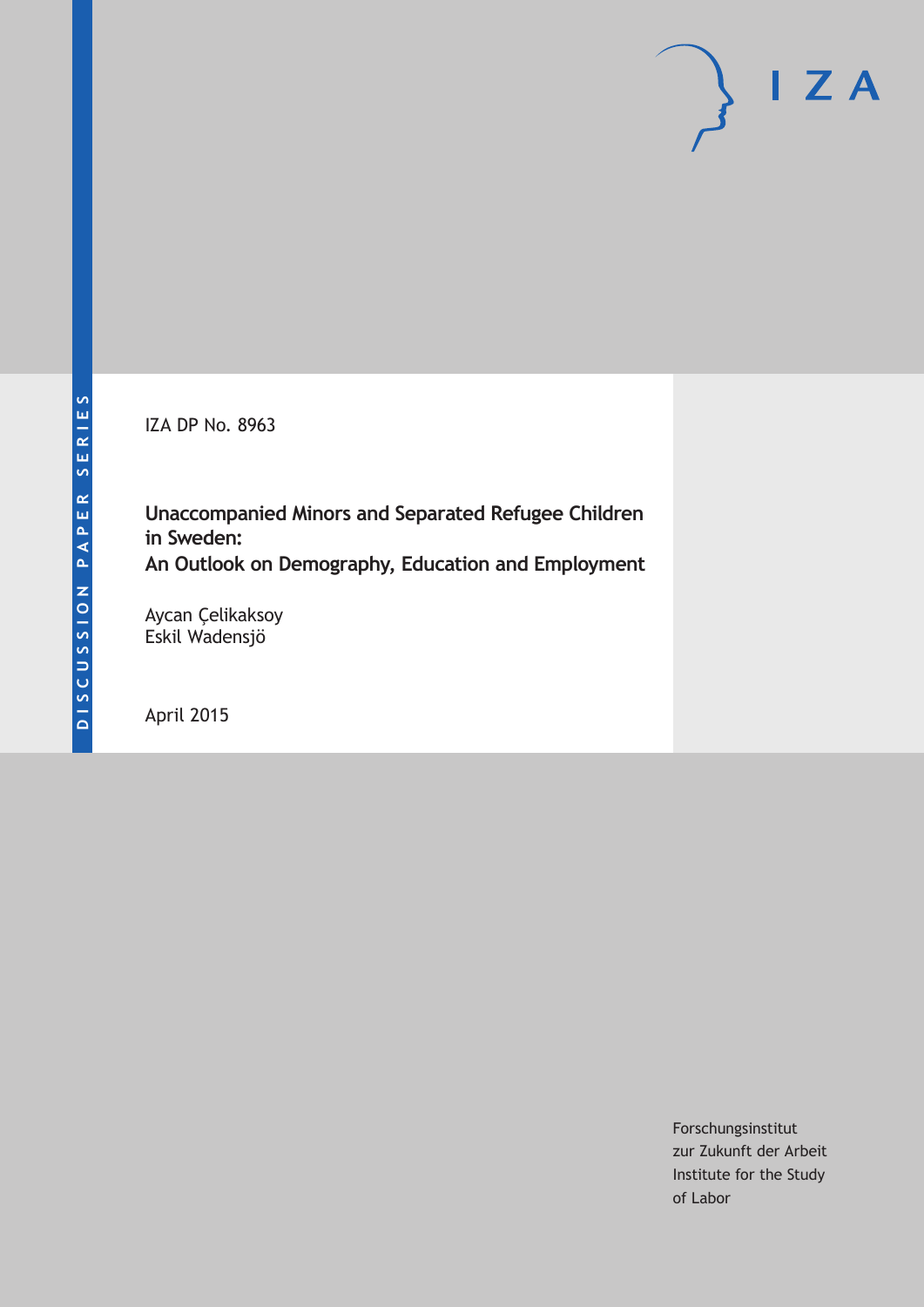DISCUSSION PAPER SERIES

IZA DP No. 8963

# Unaccompanied Minors and Separated Refugee Children in Sweden: An Outlook on Demography, Education and Employment

Aycan Çelikaksoy
Eskil Wadensjö

April 2015

Forschungsinstitut
zur Zukunft der Arbeit
Institute for the Study
of Labor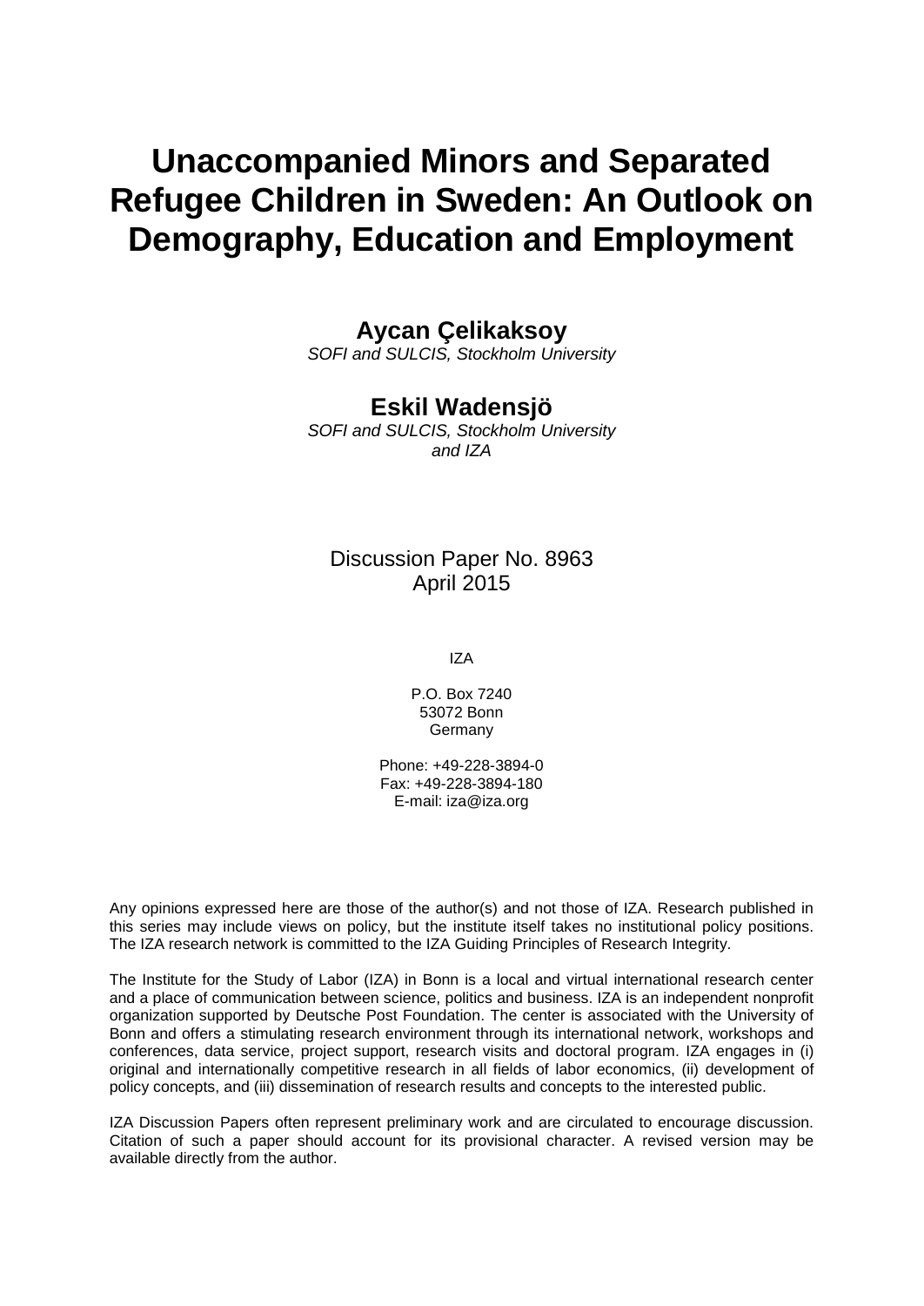# Unaccompanied Minors and Separated Refugee Children in Sweden: An Outlook on Demography, Education and Employment

**Aycan Çelikaksoy**

*SOFI and SULCIS, Stockholm University*

**Eskil Wadensjö**

*SOFI and SULCIS, Stockholm University and IZA*

Discussion Paper No. 8963
April 2015

IZA

P.O. Box 7240
53072 Bonn
Germany

Phone: +49-228-3894-0
Fax: +49-228-3894-180
E-mail: iza@iza.org

Any opinions expressed here are those of the author(s) and not those of IZA. Research published in this series may include views on policy, but the institute itself takes no institutional policy positions. The IZA research network is committed to the IZA Guiding Principles of Research Integrity.

The Institute for the Study of Labor (IZA) in Bonn is a local and virtual international research center and a place of communication between science, politics and business. IZA is an independent nonprofit organization supported by Deutsche Post Foundation. The center is associated with the University of Bonn and offers a stimulating research environment through its international network, workshops and conferences, data service, project support, research visits and doctoral program. IZA engages in (i) original and internationally competitive research in all fields of labor economics, (ii) development of policy concepts, and (iii) dissemination of research results and concepts to the interested public.

IZA Discussion Papers often represent preliminary work and are circulated to encourage discussion. Citation of such a paper should account for its provisional character. A revised version may be available directly from the author.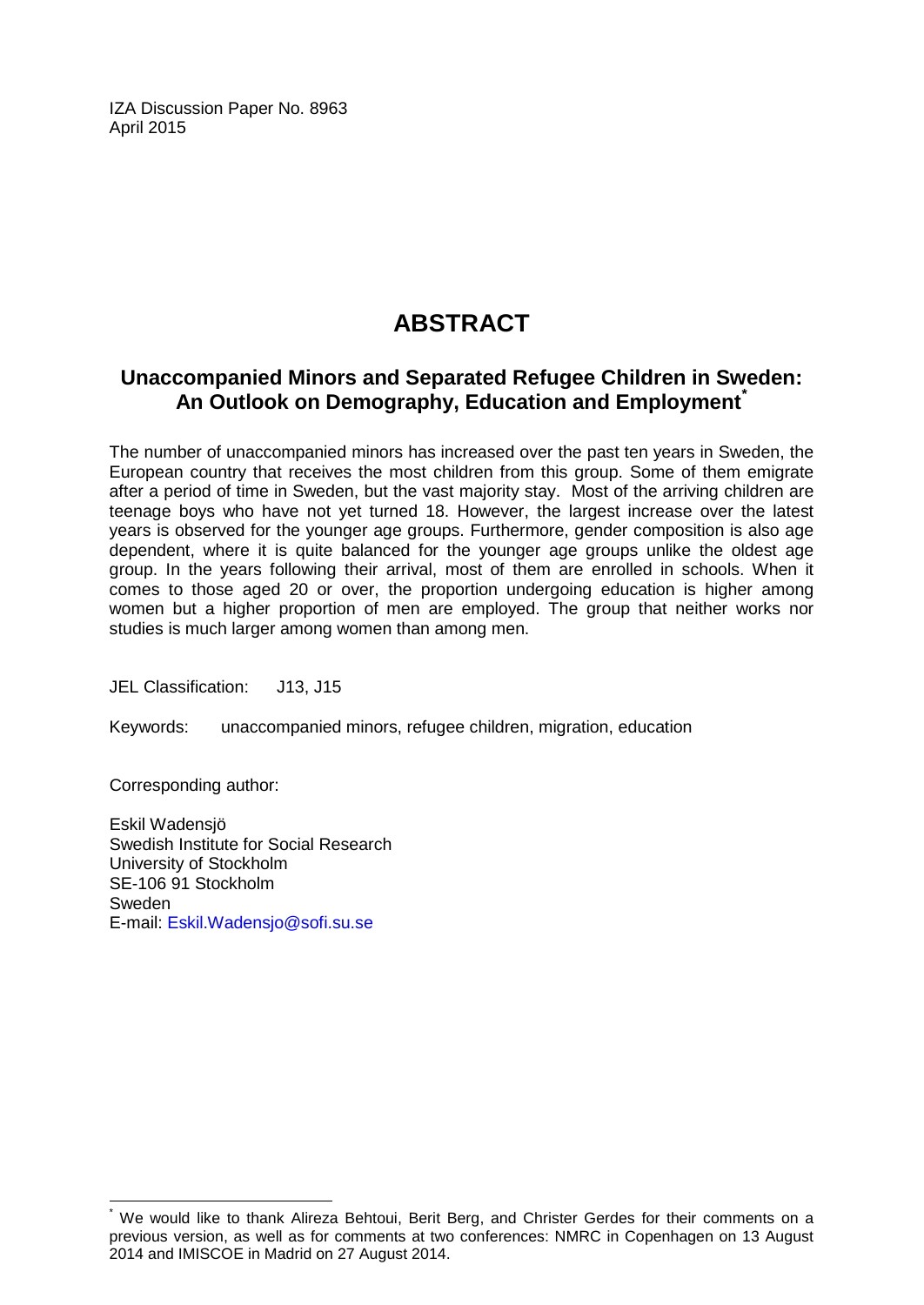IZA Discussion Paper No. 8963
April 2015

# ABSTRACT

## Unaccompanied Minors and Separated Refugee Children in Sweden: An Outlook on Demography, Education and Employment*

The number of unaccompanied minors has increased over the past ten years in Sweden, the European country that receives the most children from this group. Some of them emigrate after a period of time in Sweden, but the vast majority stay. Most of the arriving children are teenage boys who have not yet turned 18. However, the largest increase over the latest years is observed for the younger age groups. Furthermore, gender composition is also age dependent, where it is quite balanced for the younger age groups unlike the oldest age group. In the years following their arrival, most of them are enrolled in schools. When it comes to those aged 20 or over, the proportion undergoing education is higher among women but a higher proportion of men are employed. The group that neither works nor studies is much larger among women than among men.

JEL Classification: J13, J15

Keywords: unaccompanied minors, refugee children, migration, education

Corresponding author:

Eskil Wadensjö
Swedish Institute for Social Research
University of Stockholm
SE-106 91 Stockholm
Sweden
E-mail: Eskil.Wadensjo@sofi.su.se

---

* We would like to thank Alireza Behtoui, Berit Berg, and Christer Gerdes for their comments on a previous version, as well as for comments at two conferences: NMRC in Copenhagen on 13 August 2014 and IMISCOE in Madrid on 27 August 2014.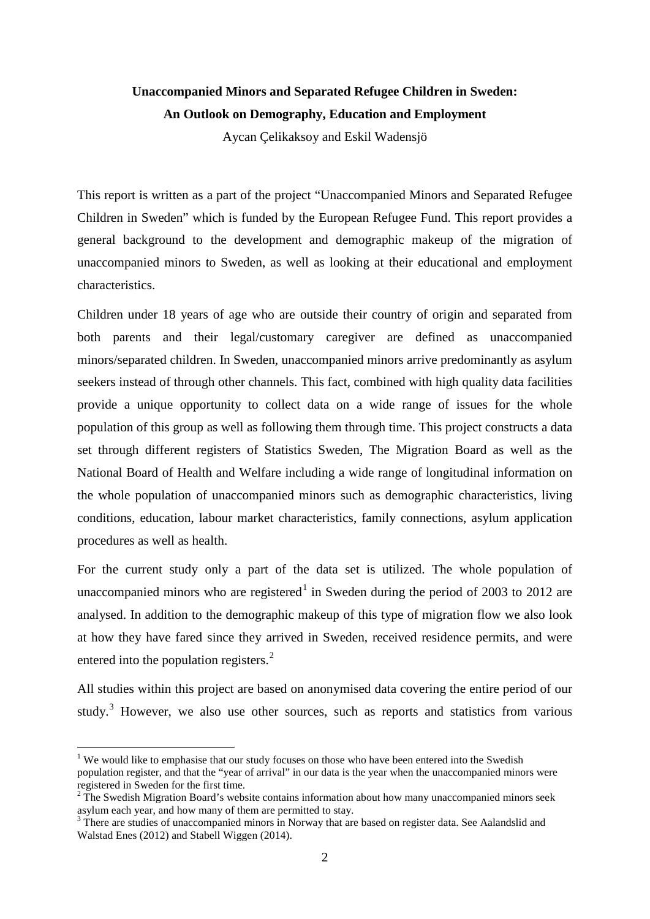**Unaccompanied Minors and Separated Refugee Children in Sweden: An Outlook on Demography, Education and Employment**

Aycan Çelikaksoy and Eskil Wadensjö

This report is written as a part of the project "Unaccompanied Minors and Separated Refugee Children in Sweden" which is funded by the European Refugee Fund. This report provides a general background to the development and demographic makeup of the migration of unaccompanied minors to Sweden, as well as looking at their educational and employment characteristics.

Children under 18 years of age who are outside their country of origin and separated from both parents and their legal/customary caregiver are defined as unaccompanied minors/separated children. In Sweden, unaccompanied minors arrive predominantly as asylum seekers instead of through other channels. This fact, combined with high quality data facilities provide a unique opportunity to collect data on a wide range of issues for the whole population of this group as well as following them through time. This project constructs a data set through different registers of Statistics Sweden, The Migration Board as well as the National Board of Health and Welfare including a wide range of longitudinal information on the whole population of unaccompanied minors such as demographic characteristics, living conditions, education, labour market characteristics, family connections, asylum application procedures as well as health.

For the current study only a part of the data set is utilized. The whole population of unaccompanied minors who are registered[1] in Sweden during the period of 2003 to 2012 are analysed. In addition to the demographic makeup of this type of migration flow we also look at how they have fared since they arrived in Sweden, received residence permits, and were entered into the population registers.[2]

All studies within this project are based on anonymised data covering the entire period of our study.[3] However, we also use other sources, such as reports and statistics from various

[1] We would like to emphasise that our study focuses on those who have been entered into the Swedish population register, and that the "year of arrival" in our data is the year when the unaccompanied minors were registered in Sweden for the first time.

[2] The Swedish Migration Board's website contains information about how many unaccompanied minors seek asylum each year, and how many of them are permitted to stay.

[3] There are studies of unaccompanied minors in Norway that are based on register data. See Aalandslid and Walstad Enes (2012) and Stabell Wiggen (2014).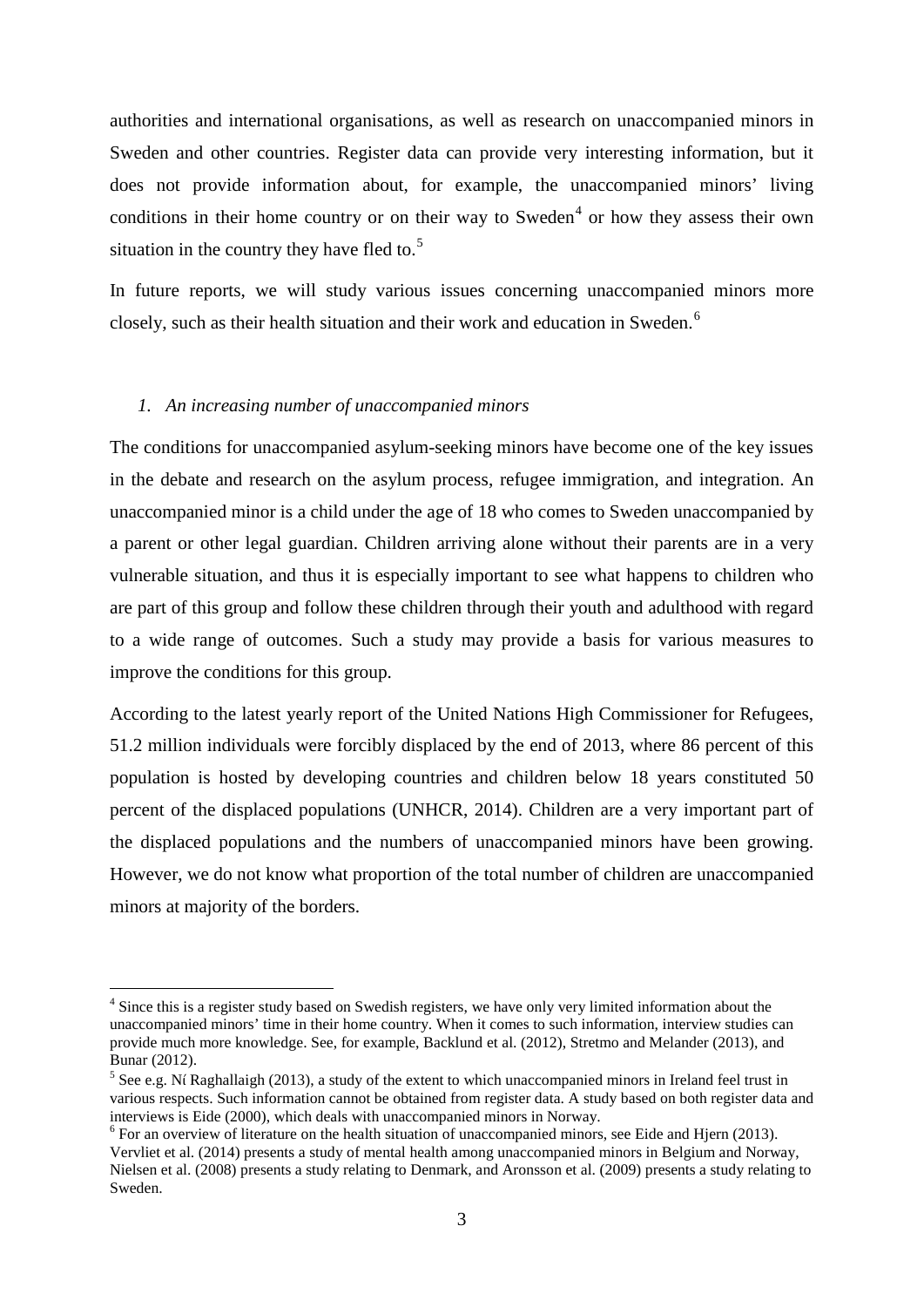authorities and international organisations, as well as research on unaccompanied minors in Sweden and other countries. Register data can provide very interesting information, but it does not provide information about, for example, the unaccompanied minors' living conditions in their home country or on their way to Sweden[4] or how they assess their own situation in the country they have fled to.[5]

In future reports, we will study various issues concerning unaccompanied minors more closely, such as their health situation and their work and education in Sweden.[6]

### *1. An increasing number of unaccompanied minors*

The conditions for unaccompanied asylum-seeking minors have become one of the key issues in the debate and research on the asylum process, refugee immigration, and integration. An unaccompanied minor is a child under the age of 18 who comes to Sweden unaccompanied by a parent or other legal guardian. Children arriving alone without their parents are in a very vulnerable situation, and thus it is especially important to see what happens to children who are part of this group and follow these children through their youth and adulthood with regard to a wide range of outcomes. Such a study may provide a basis for various measures to improve the conditions for this group.

According to the latest yearly report of the United Nations High Commissioner for Refugees, 51.2 million individuals were forcibly displaced by the end of 2013, where 86 percent of this population is hosted by developing countries and children below 18 years constituted 50 percent of the displaced populations (UNHCR, 2014). Children are a very important part of the displaced populations and the numbers of unaccompanied minors have been growing. However, we do not know what proportion of the total number of children are unaccompanied minors at majority of the borders.

---

[4] Since this is a register study based on Swedish registers, we have only very limited information about the unaccompanied minors' time in their home country. When it comes to such information, interview studies can provide much more knowledge. See, for example, Backlund et al. (2012), Stretmo and Melander (2013), and Bunar (2012).

[5] See e.g. Ní Raghallaigh (2013), a study of the extent to which unaccompanied minors in Ireland feel trust in various respects. Such information cannot be obtained from register data. A study based on both register data and interviews is Eide (2000), which deals with unaccompanied minors in Norway.

[6] For an overview of literature on the health situation of unaccompanied minors, see Eide and Hjern (2013). Vervliet et al. (2014) presents a study of mental health among unaccompanied minors in Belgium and Norway, Nielsen et al. (2008) presents a study relating to Denmark, and Aronsson et al. (2009) presents a study relating to Sweden.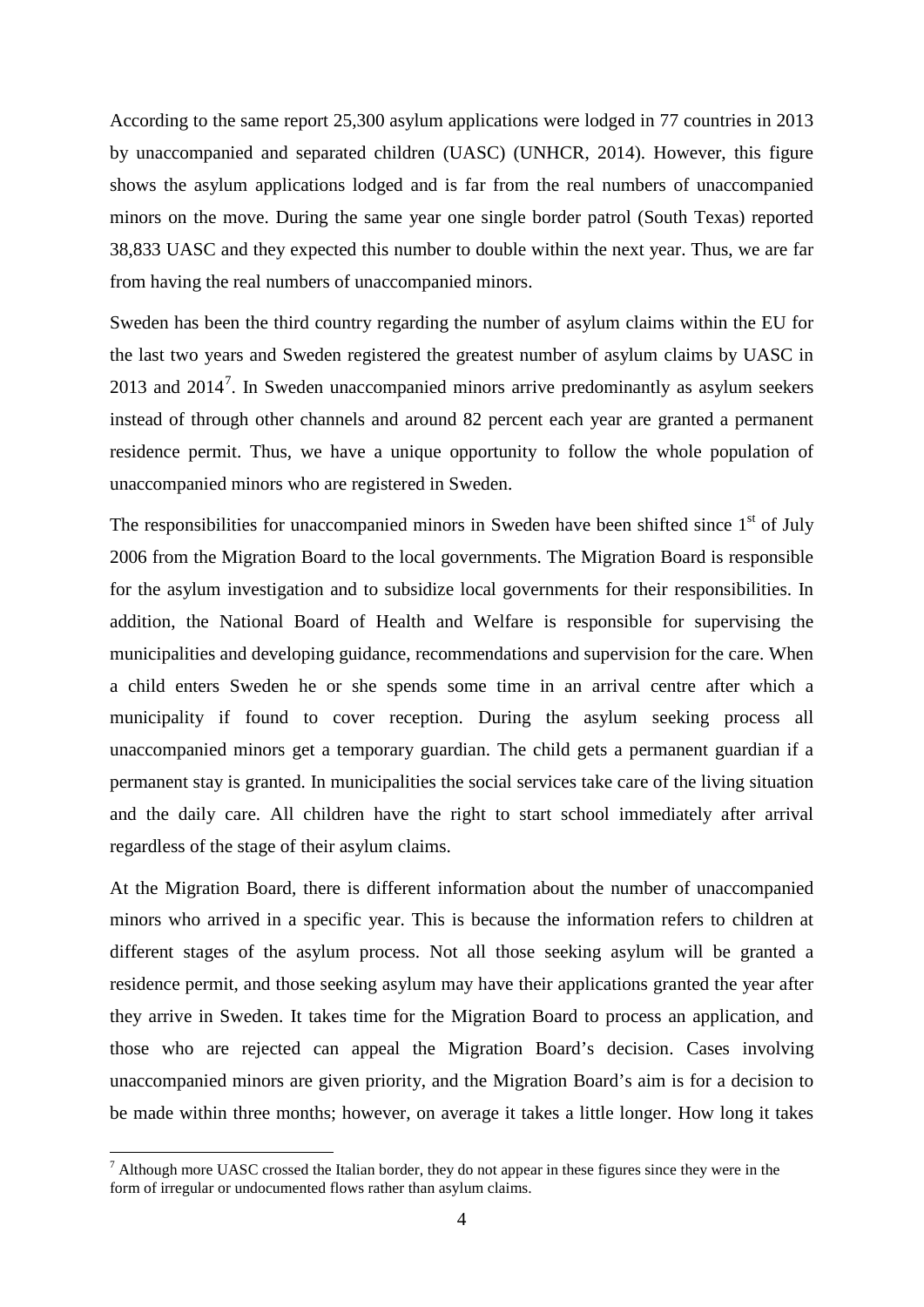According to the same report 25,300 asylum applications were lodged in 77 countries in 2013 by unaccompanied and separated children (UASC) (UNHCR, 2014). However, this figure shows the asylum applications lodged and is far from the real numbers of unaccompanied minors on the move. During the same year one single border patrol (South Texas) reported 38,833 UASC and they expected this number to double within the next year. Thus, we are far from having the real numbers of unaccompanied minors.

Sweden has been the third country regarding the number of asylum claims within the EU for the last two years and Sweden registered the greatest number of asylum claims by UASC in 2013 and 2014[7]. In Sweden unaccompanied minors arrive predominantly as asylum seekers instead of through other channels and around 82 percent each year are granted a permanent residence permit. Thus, we have a unique opportunity to follow the whole population of unaccompanied minors who are registered in Sweden.

The responsibilities for unaccompanied minors in Sweden have been shifted since 1st of July 2006 from the Migration Board to the local governments. The Migration Board is responsible for the asylum investigation and to subsidize local governments for their responsibilities. In addition, the National Board of Health and Welfare is responsible for supervising the municipalities and developing guidance, recommendations and supervision for the care. When a child enters Sweden he or she spends some time in an arrival centre after which a municipality if found to cover reception. During the asylum seeking process all unaccompanied minors get a temporary guardian. The child gets a permanent guardian if a permanent stay is granted. In municipalities the social services take care of the living situation and the daily care. All children have the right to start school immediately after arrival regardless of the stage of their asylum claims.

At the Migration Board, there is different information about the number of unaccompanied minors who arrived in a specific year. This is because the information refers to children at different stages of the asylum process. Not all those seeking asylum will be granted a residence permit, and those seeking asylum may have their applications granted the year after they arrive in Sweden. It takes time for the Migration Board to process an application, and those who are rejected can appeal the Migration Board's decision. Cases involving unaccompanied minors are given priority, and the Migration Board's aim is for a decision to be made within three months; however, on average it takes a little longer. How long it takes

[7] Although more UASC crossed the Italian border, they do not appear in these figures since they were in the form of irregular or undocumented flows rather than asylum claims.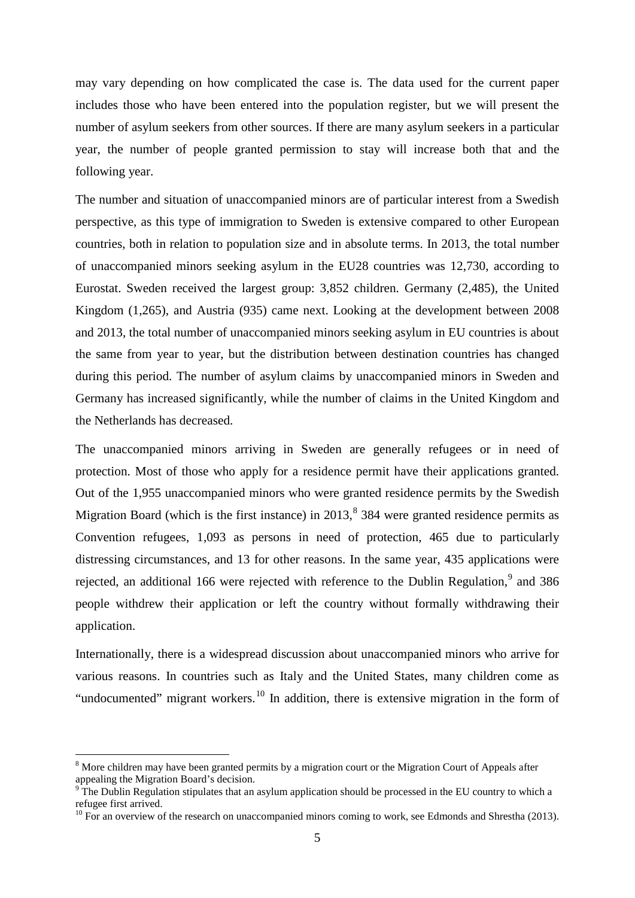may vary depending on how complicated the case is. The data used for the current paper includes those who have been entered into the population register, but we will present the number of asylum seekers from other sources. If there are many asylum seekers in a particular year, the number of people granted permission to stay will increase both that and the following year.

The number and situation of unaccompanied minors are of particular interest from a Swedish perspective, as this type of immigration to Sweden is extensive compared to other European countries, both in relation to population size and in absolute terms. In 2013, the total number of unaccompanied minors seeking asylum in the EU28 countries was 12,730, according to Eurostat. Sweden received the largest group: 3,852 children. Germany (2,485), the United Kingdom (1,265), and Austria (935) came next. Looking at the development between 2008 and 2013, the total number of unaccompanied minors seeking asylum in EU countries is about the same from year to year, but the distribution between destination countries has changed during this period. The number of asylum claims by unaccompanied minors in Sweden and Germany has increased significantly, while the number of claims in the United Kingdom and the Netherlands has decreased.

The unaccompanied minors arriving in Sweden are generally refugees or in need of protection. Most of those who apply for a residence permit have their applications granted. Out of the 1,955 unaccompanied minors who were granted residence permits by the Swedish Migration Board (which is the first instance) in 2013,[8] 384 were granted residence permits as Convention refugees, 1,093 as persons in need of protection, 465 due to particularly distressing circumstances, and 13 for other reasons. In the same year, 435 applications were rejected, an additional 166 were rejected with reference to the Dublin Regulation,[9] and 386 people withdrew their application or left the country without formally withdrawing their application.

Internationally, there is a widespread discussion about unaccompanied minors who arrive for various reasons. In countries such as Italy and the United States, many children come as "undocumented" migrant workers.[10] In addition, there is extensive migration in the form of

[8] More children may have been granted permits by a migration court or the Migration Court of Appeals after appealing the Migration Board's decision.

[9] The Dublin Regulation stipulates that an asylum application should be processed in the EU country to which a refugee first arrived.

[10] For an overview of the research on unaccompanied minors coming to work, see Edmonds and Shrestha (2013).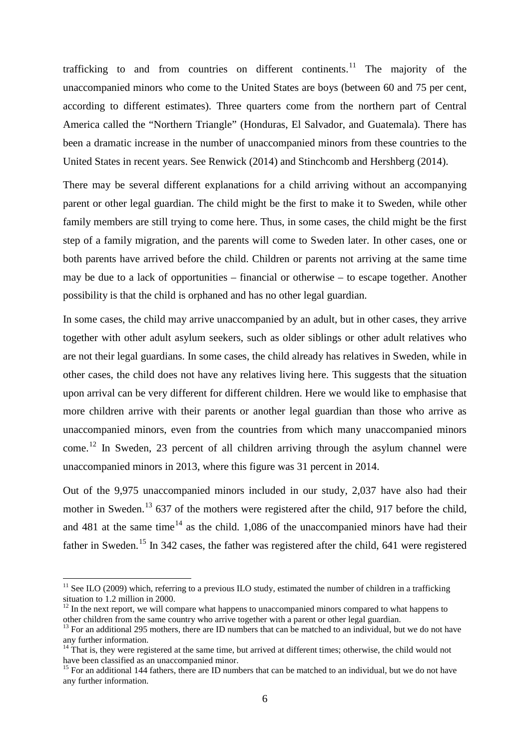trafficking to and from countries on different continents.[11] The majority of the unaccompanied minors who come to the United States are boys (between 60 and 75 per cent, according to different estimates). Three quarters come from the northern part of Central America called the "Northern Triangle" (Honduras, El Salvador, and Guatemala). There has been a dramatic increase in the number of unaccompanied minors from these countries to the United States in recent years. See Renwick (2014) and Stinchcomb and Hershberg (2014).

There may be several different explanations for a child arriving without an accompanying parent or other legal guardian. The child might be the first to make it to Sweden, while other family members are still trying to come here. Thus, in some cases, the child might be the first step of a family migration, and the parents will come to Sweden later. In other cases, one or both parents have arrived before the child. Children or parents not arriving at the same time may be due to a lack of opportunities – financial or otherwise – to escape together. Another possibility is that the child is orphaned and has no other legal guardian.

In some cases, the child may arrive unaccompanied by an adult, but in other cases, they arrive together with other adult asylum seekers, such as older siblings or other adult relatives who are not their legal guardians. In some cases, the child already has relatives in Sweden, while in other cases, the child does not have any relatives living here. This suggests that the situation upon arrival can be very different for different children. Here we would like to emphasise that more children arrive with their parents or another legal guardian than those who arrive as unaccompanied minors, even from the countries from which many unaccompanied minors come.[12] In Sweden, 23 percent of all children arriving through the asylum channel were unaccompanied minors in 2013, where this figure was 31 percent in 2014.

Out of the 9,975 unaccompanied minors included in our study, 2,037 have also had their mother in Sweden.[13] 637 of the mothers were registered after the child, 917 before the child, and 481 at the same time[14] as the child. 1,086 of the unaccompanied minors have had their father in Sweden.[15] In 342 cases, the father was registered after the child, 641 were registered

---

[11] See ILO (2009) which, referring to a previous ILO study, estimated the number of children in a trafficking situation to 1.2 million in 2000.

[12] In the next report, we will compare what happens to unaccompanied minors compared to what happens to other children from the same country who arrive together with a parent or other legal guardian.

[13] For an additional 295 mothers, there are ID numbers that can be matched to an individual, but we do not have any further information.

[14] That is, they were registered at the same time, but arrived at different times; otherwise, the child would not have been classified as an unaccompanied minor.

[15] For an additional 144 fathers, there are ID numbers that can be matched to an individual, but we do not have any further information.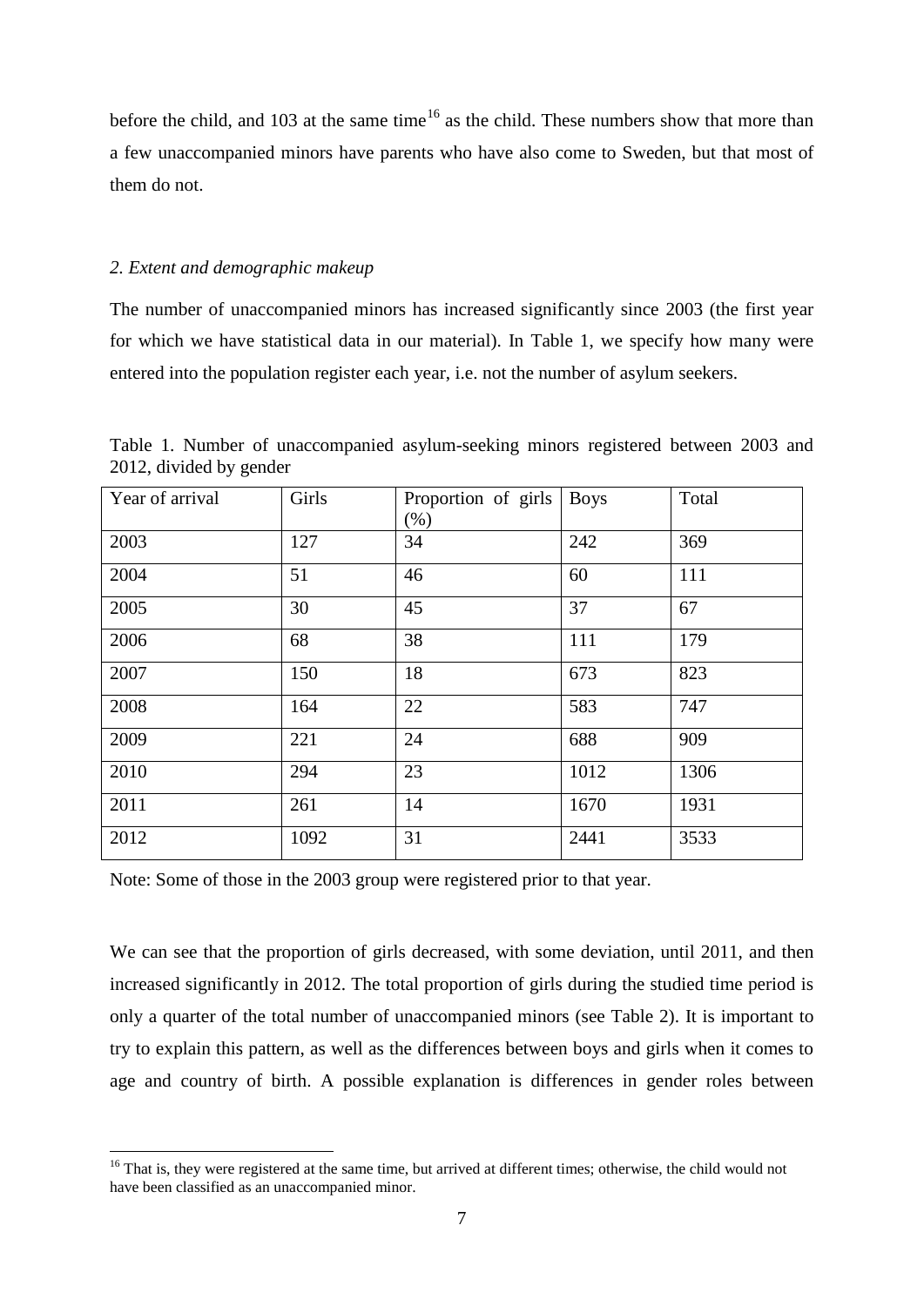before the child, and 103 at the same time[16] as the child. These numbers show that more than a few unaccompanied minors have parents who have also come to Sweden, but that most of them do not.

### *2. Extent and demographic makeup*

The number of unaccompanied minors has increased significantly since 2003 (the first year for which we have statistical data in our material). In Table 1, we specify how many were entered into the population register each year, i.e. not the number of asylum seekers.

Table 1. Number of unaccompanied asylum-seeking minors registered between 2003 and 2012, divided by gender

| Year of arrival | Girls | Proportion of girls (%) | Boys | Total |
|---|---|---|---|---|
| 2003 | 127 | 34 | 242 | 369 |
| 2004 | 51 | 46 | 60 | 111 |
| 2005 | 30 | 45 | 37 | 67 |
| 2006 | 68 | 38 | 111 | 179 |
| 2007 | 150 | 18 | 673 | 823 |
| 2008 | 164 | 22 | 583 | 747 |
| 2009 | 221 | 24 | 688 | 909 |
| 2010 | 294 | 23 | 1012 | 1306 |
| 2011 | 261 | 14 | 1670 | 1931 |
| 2012 | 1092 | 31 | 2441 | 3533 |

Note: Some of those in the 2003 group were registered prior to that year.

We can see that the proportion of girls decreased, with some deviation, until 2011, and then increased significantly in 2012. The total proportion of girls during the studied time period is only a quarter of the total number of unaccompanied minors (see Table 2). It is important to try to explain this pattern, as well as the differences between boys and girls when it comes to age and country of birth. A possible explanation is differences in gender roles between

[16] That is, they were registered at the same time, but arrived at different times; otherwise, the child would not have been classified as an unaccompanied minor.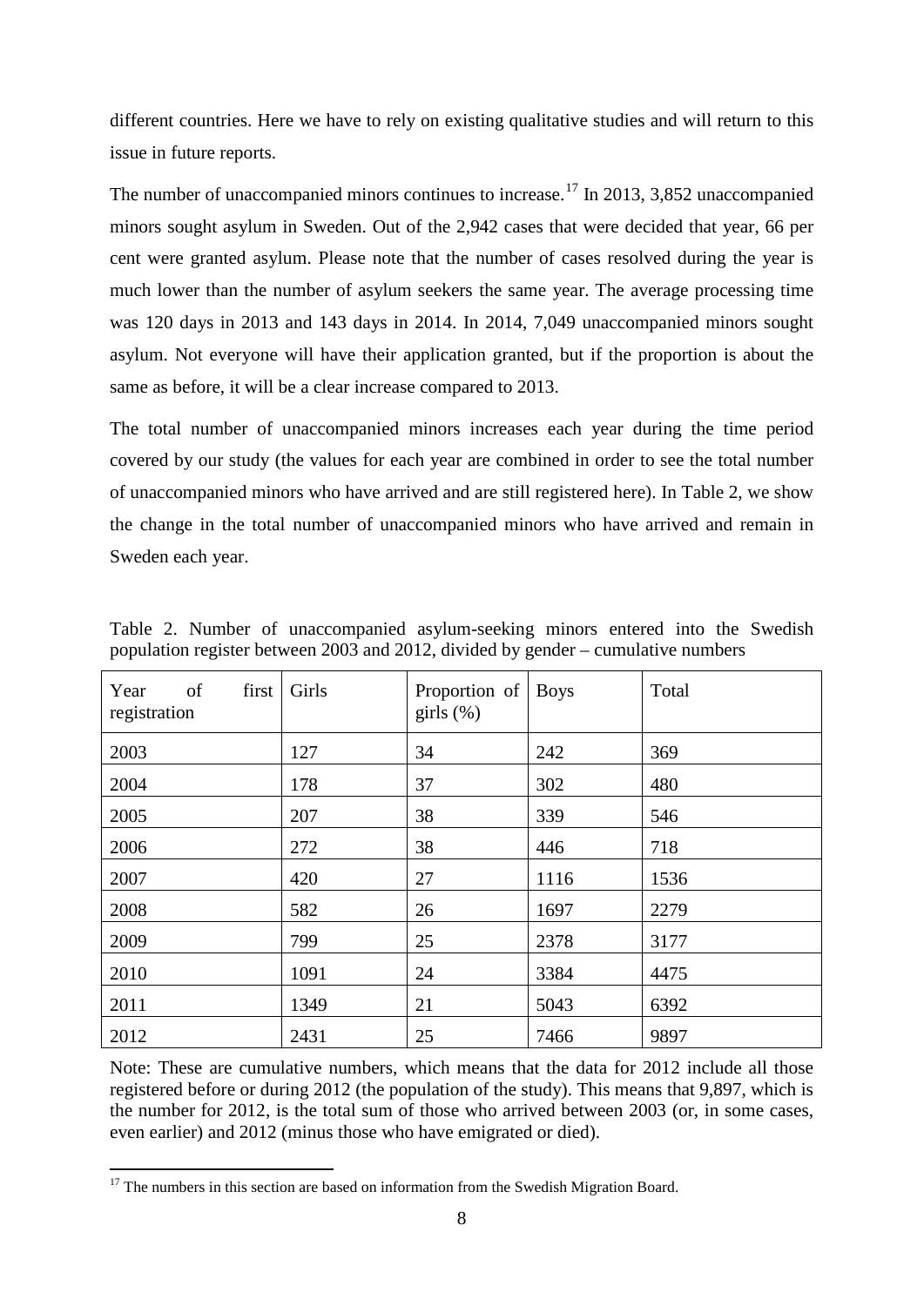different countries. Here we have to rely on existing qualitative studies and will return to this issue in future reports.

The number of unaccompanied minors continues to increase.[17] In 2013, 3,852 unaccompanied minors sought asylum in Sweden. Out of the 2,942 cases that were decided that year, 66 per cent were granted asylum. Please note that the number of cases resolved during the year is much lower than the number of asylum seekers the same year. The average processing time was 120 days in 2013 and 143 days in 2014. In 2014, 7,049 unaccompanied minors sought asylum. Not everyone will have their application granted, but if the proportion is about the same as before, it will be a clear increase compared to 2013.

The total number of unaccompanied minors increases each year during the time period covered by our study (the values for each year are combined in order to see the total number of unaccompanied minors who have arrived and are still registered here). In Table 2, we show the change in the total number of unaccompanied minors who have arrived and remain in Sweden each year.

Table 2. Number of unaccompanied asylum-seeking minors entered into the Swedish population register between 2003 and 2012, divided by gender – cumulative numbers

| Year of first registration | Girls | Proportion of girls (%) | Boys | Total |
|---|---|---|---|---|
| 2003 | 127 | 34 | 242 | 369 |
| 2004 | 178 | 37 | 302 | 480 |
| 2005 | 207 | 38 | 339 | 546 |
| 2006 | 272 | 38 | 446 | 718 |
| 2007 | 420 | 27 | 1116 | 1536 |
| 2008 | 582 | 26 | 1697 | 2279 |
| 2009 | 799 | 25 | 2378 | 3177 |
| 2010 | 1091 | 24 | 3384 | 4475 |
| 2011 | 1349 | 21 | 5043 | 6392 |
| 2012 | 2431 | 25 | 7466 | 9897 |

Note: These are cumulative numbers, which means that the data for 2012 include all those registered before or during 2012 (the population of the study). This means that 9,897, which is the number for 2012, is the total sum of those who arrived between 2003 (or, in some cases, even earlier) and 2012 (minus those who have emigrated or died).

[17] The numbers in this section are based on information from the Swedish Migration Board.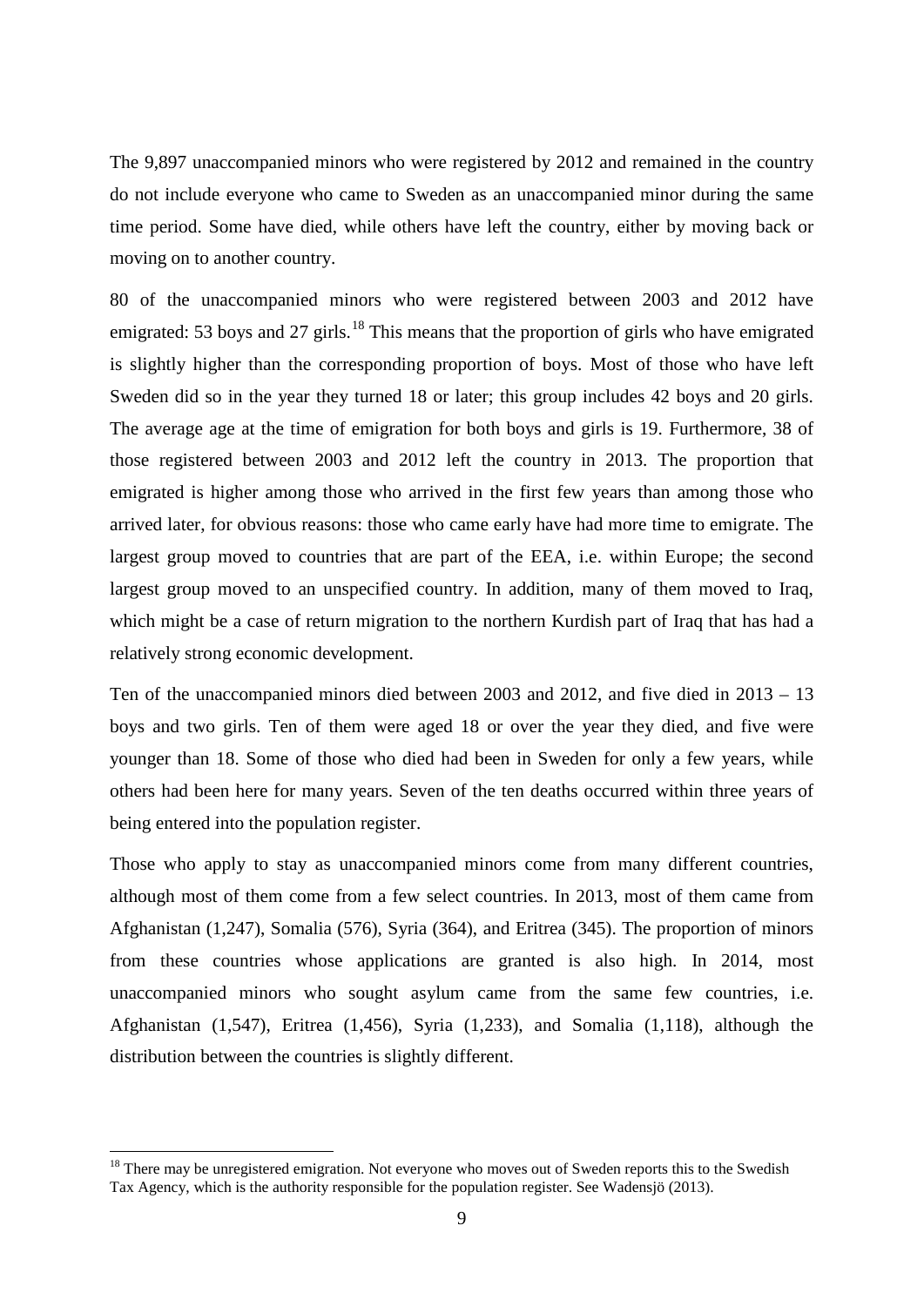The 9,897 unaccompanied minors who were registered by 2012 and remained in the country do not include everyone who came to Sweden as an unaccompanied minor during the same time period. Some have died, while others have left the country, either by moving back or moving on to another country.

80 of the unaccompanied minors who were registered between 2003 and 2012 have emigrated: 53 boys and 27 girls.[18] This means that the proportion of girls who have emigrated is slightly higher than the corresponding proportion of boys. Most of those who have left Sweden did so in the year they turned 18 or later; this group includes 42 boys and 20 girls. The average age at the time of emigration for both boys and girls is 19. Furthermore, 38 of those registered between 2003 and 2012 left the country in 2013. The proportion that emigrated is higher among those who arrived in the first few years than among those who arrived later, for obvious reasons: those who came early have had more time to emigrate. The largest group moved to countries that are part of the EEA, i.e. within Europe; the second largest group moved to an unspecified country. In addition, many of them moved to Iraq, which might be a case of return migration to the northern Kurdish part of Iraq that has had a relatively strong economic development.

Ten of the unaccompanied minors died between 2003 and 2012, and five died in 2013 – 13 boys and two girls. Ten of them were aged 18 or over the year they died, and five were younger than 18. Some of those who died had been in Sweden for only a few years, while others had been here for many years. Seven of the ten deaths occurred within three years of being entered into the population register.

Those who apply to stay as unaccompanied minors come from many different countries, although most of them come from a few select countries. In 2013, most of them came from Afghanistan (1,247), Somalia (576), Syria (364), and Eritrea (345). The proportion of minors from these countries whose applications are granted is also high. In 2014, most unaccompanied minors who sought asylum came from the same few countries, i.e. Afghanistan (1,547), Eritrea (1,456), Syria (1,233), and Somalia (1,118), although the distribution between the countries is slightly different.

[18] There may be unregistered emigration. Not everyone who moves out of Sweden reports this to the Swedish Tax Agency, which is the authority responsible for the population register. See Wadensjö (2013).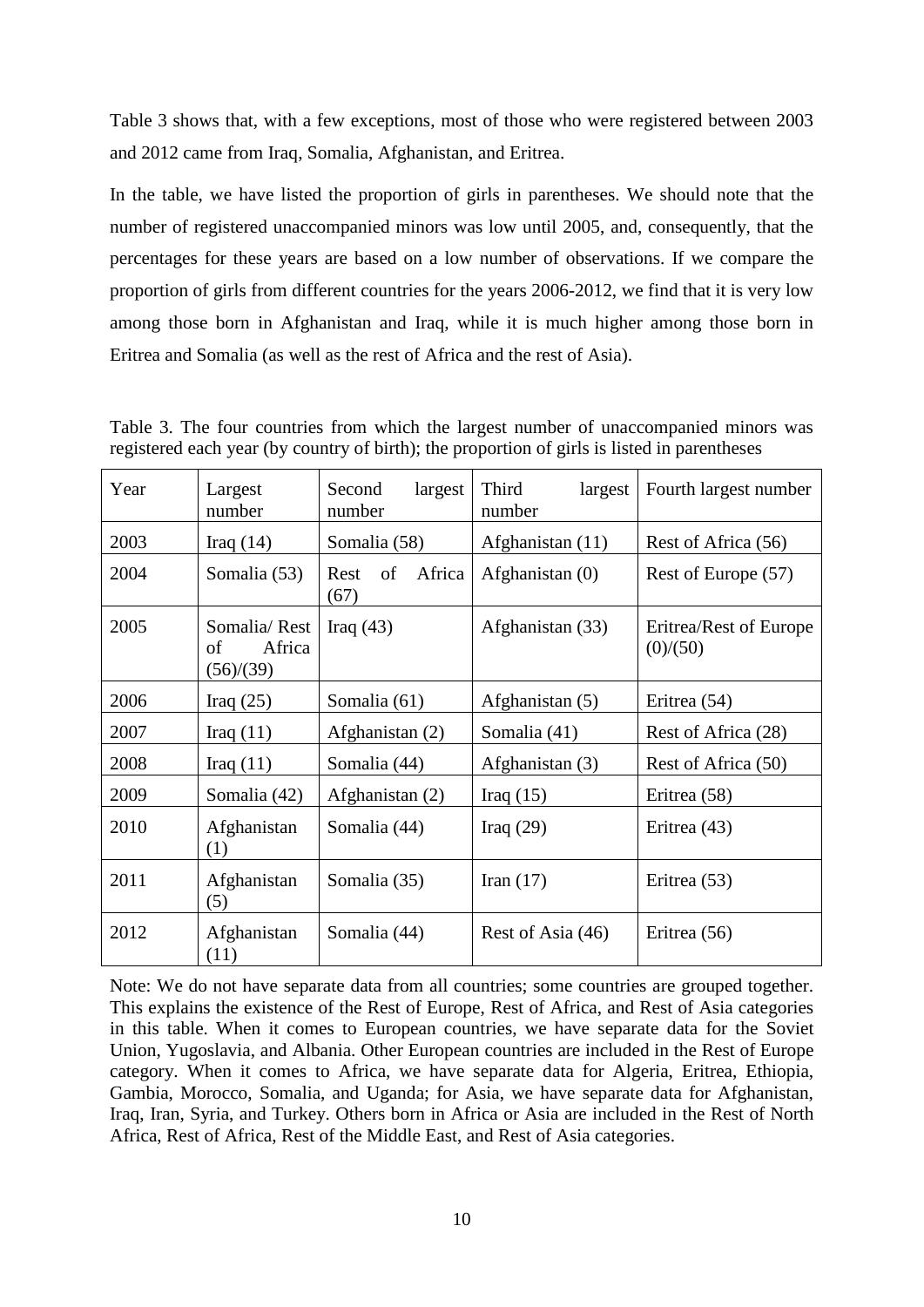Table 3 shows that, with a few exceptions, most of those who were registered between 2003 and 2012 came from Iraq, Somalia, Afghanistan, and Eritrea.

In the table, we have listed the proportion of girls in parentheses. We should note that the number of registered unaccompanied minors was low until 2005, and, consequently, that the percentages for these years are based on a low number of observations. If we compare the proportion of girls from different countries for the years 2006-2012, we find that it is very low among those born in Afghanistan and Iraq, while it is much higher among those born in Eritrea and Somalia (as well as the rest of Africa and the rest of Asia).

Table 3. The four countries from which the largest number of unaccompanied minors was registered each year (by country of birth); the proportion of girls is listed in parentheses

| Year | Largest number | Second largest number | Third largest number | Fourth largest number |
|---|---|---|---|---|
| 2003 | Iraq (14) | Somalia (58) | Afghanistan (11) | Rest of Africa (56) |
| 2004 | Somalia (53) | Rest of Africa (67) | Afghanistan (0) | Rest of Europe (57) |
| 2005 | Somalia/ Rest of Africa (56)/(39) | Iraq (43) | Afghanistan (33) | Eritrea/Rest of Europe (0)/(50) |
| 2006 | Iraq (25) | Somalia (61) | Afghanistan (5) | Eritrea (54) |
| 2007 | Iraq (11) | Afghanistan (2) | Somalia (41) | Rest of Africa (28) |
| 2008 | Iraq (11) | Somalia (44) | Afghanistan (3) | Rest of Africa (50) |
| 2009 | Somalia (42) | Afghanistan (2) | Iraq (15) | Eritrea (58) |
| 2010 | Afghanistan (1) | Somalia (44) | Iraq (29) | Eritrea (43) |
| 2011 | Afghanistan (5) | Somalia (35) | Iran (17) | Eritrea (53) |
| 2012 | Afghanistan (11) | Somalia (44) | Rest of Asia (46) | Eritrea (56) |

Note: We do not have separate data from all countries; some countries are grouped together. This explains the existence of the Rest of Europe, Rest of Africa, and Rest of Asia categories in this table. When it comes to European countries, we have separate data for the Soviet Union, Yugoslavia, and Albania. Other European countries are included in the Rest of Europe category. When it comes to Africa, we have separate data for Algeria, Eritrea, Ethiopia, Gambia, Morocco, Somalia, and Uganda; for Asia, we have separate data for Afghanistan, Iraq, Iran, Syria, and Turkey. Others born in Africa or Asia are included in the Rest of North Africa, Rest of Africa, Rest of the Middle East, and Rest of Asia categories.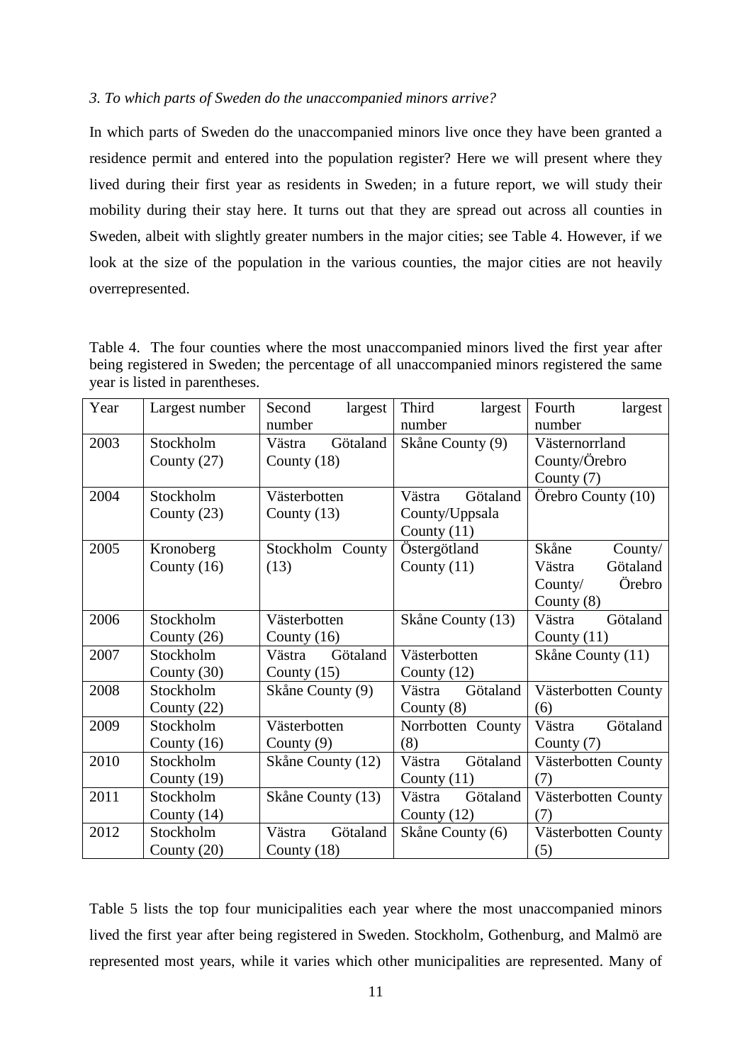*3. To which parts of Sweden do the unaccompanied minors arrive?*

In which parts of Sweden do the unaccompanied minors live once they have been granted a residence permit and entered into the population register? Here we will present where they lived during their first year as residents in Sweden; in a future report, we will study their mobility during their stay here. It turns out that they are spread out across all counties in Sweden, albeit with slightly greater numbers in the major cities; see Table 4. However, if we look at the size of the population in the various counties, the major cities are not heavily overrepresented.

Table 4. The four counties where the most unaccompanied minors lived the first year after being registered in Sweden; the percentage of all unaccompanied minors registered the same year is listed in parentheses.

| Year | Largest number | Second largest number | Third largest number | Fourth largest number |
|---|---|---|---|---|
| 2003 | Stockholm County (27) | Västra Götaland County (18) | Skåne County (9) | Västernorrland County/Örebro County (7) |
| 2004 | Stockholm County (23) | Västerbotten County (13) | Västra Götaland County/Uppsala County (11) | Örebro County (10) |
| 2005 | Kronoberg County (16) | Stockholm County (13) | Östergötland County (11) | Skåne County/ Västra Götaland County/ Örebro County (8) |
| 2006 | Stockholm County (26) | Västerbotten County (16) | Skåne County (13) | Västra Götaland County (11) |
| 2007 | Stockholm County (30) | Västra Götaland County (15) | Västerbotten County (12) | Skåne County (11) |
| 2008 | Stockholm County (22) | Skåne County (9) | Västra Götaland County (8) | Västerbotten County (6) |
| 2009 | Stockholm County (16) | Västerbotten County (9) | Norrbotten County (8) | Västra Götaland County (7) |
| 2010 | Stockholm County (19) | Skåne County (12) | Västra Götaland County (11) | Västerbotten County (7) |
| 2011 | Stockholm County (14) | Skåne County (13) | Västra Götaland County (12) | Västerbotten County (7) |
| 2012 | Stockholm County (20) | Västra Götaland County (18) | Skåne County (6) | Västerbotten County (5) |

Table 5 lists the top four municipalities each year where the most unaccompanied minors lived the first year after being registered in Sweden. Stockholm, Gothenburg, and Malmö are represented most years, while it varies which other municipalities are represented. Many of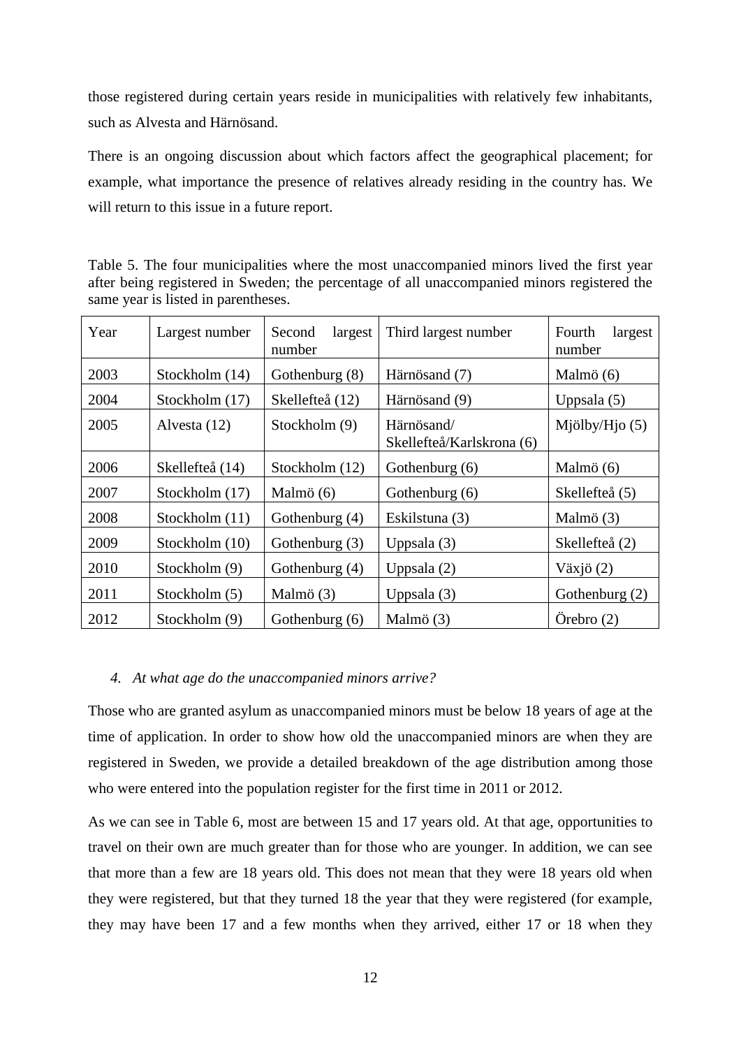those registered during certain years reside in municipalities with relatively few inhabitants, such as Alvesta and Härnösand.

There is an ongoing discussion about which factors affect the geographical placement; for example, what importance the presence of relatives already residing in the country has. We will return to this issue in a future report.

Table 5. The four municipalities where the most unaccompanied minors lived the first year after being registered in Sweden; the percentage of all unaccompanied minors registered the same year is listed in parentheses.

| Year | Largest number | Second largest number | Third largest number | Fourth largest number |
|---|---|---|---|---|
| 2003 | Stockholm (14) | Gothenburg (8) | Härnösand (7) | Malmö (6) |
| 2004 | Stockholm (17) | Skellefteå (12) | Härnösand (9) | Uppsala (5) |
| 2005 | Alvesta (12) | Stockholm (9) | Härnösand/ Skellefteå/Karlskrona (6) | Mjölby/Hjo (5) |
| 2006 | Skellefteå (14) | Stockholm (12) | Gothenburg (6) | Malmö (6) |
| 2007 | Stockholm (17) | Malmö (6) | Gothenburg (6) | Skellefteå (5) |
| 2008 | Stockholm (11) | Gothenburg (4) | Eskilstuna (3) | Malmö (3) |
| 2009 | Stockholm (10) | Gothenburg (3) | Uppsala (3) | Skellefteå (2) |
| 2010 | Stockholm (9) | Gothenburg (4) | Uppsala (2) | Växjö (2) |
| 2011 | Stockholm (5) | Malmö (3) | Uppsala (3) | Gothenburg (2) |
| 2012 | Stockholm (9) | Gothenburg (6) | Malmö (3) | Örebro (2) |

### 4. *At what age do the unaccompanied minors arrive?*

Those who are granted asylum as unaccompanied minors must be below 18 years of age at the time of application. In order to show how old the unaccompanied minors are when they are registered in Sweden, we provide a detailed breakdown of the age distribution among those who were entered into the population register for the first time in 2011 or 2012.

As we can see in Table 6, most are between 15 and 17 years old. At that age, opportunities to travel on their own are much greater than for those who are younger. In addition, we can see that more than a few are 18 years old. This does not mean that they were 18 years old when they were registered, but that they turned 18 the year that they were registered (for example, they may have been 17 and a few months when they arrived, either 17 or 18 when they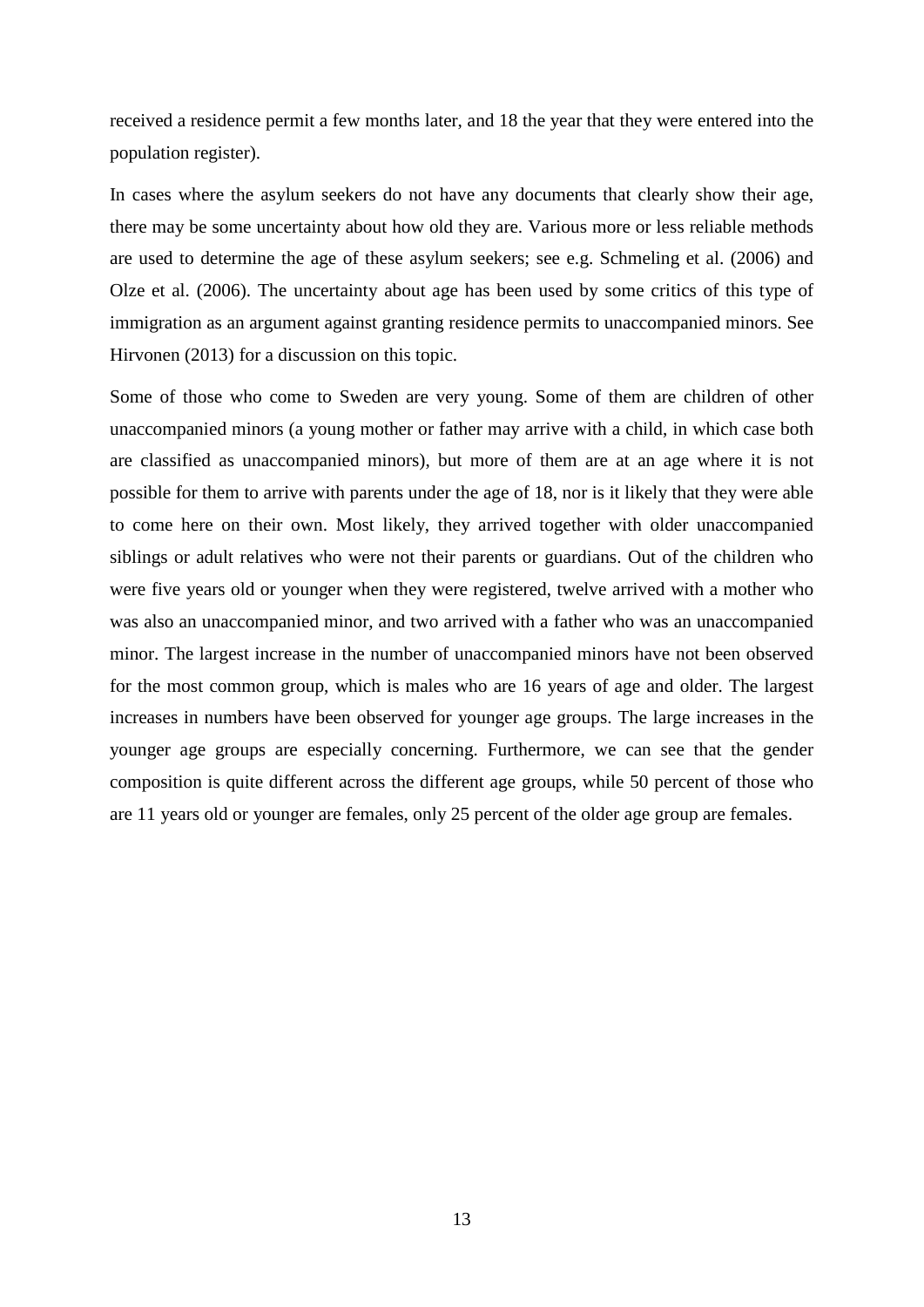received a residence permit a few months later, and 18 the year that they were entered into the population register).

In cases where the asylum seekers do not have any documents that clearly show their age, there may be some uncertainty about how old they are. Various more or less reliable methods are used to determine the age of these asylum seekers; see e.g. Schmeling et al. (2006) and Olze et al. (2006). The uncertainty about age has been used by some critics of this type of immigration as an argument against granting residence permits to unaccompanied minors. See Hirvonen (2013) for a discussion on this topic.

Some of those who come to Sweden are very young. Some of them are children of other unaccompanied minors (a young mother or father may arrive with a child, in which case both are classified as unaccompanied minors), but more of them are at an age where it is not possible for them to arrive with parents under the age of 18, nor is it likely that they were able to come here on their own. Most likely, they arrived together with older unaccompanied siblings or adult relatives who were not their parents or guardians. Out of the children who were five years old or younger when they were registered, twelve arrived with a mother who was also an unaccompanied minor, and two arrived with a father who was an unaccompanied minor. The largest increase in the number of unaccompanied minors have not been observed for the most common group, which is males who are 16 years of age and older. The largest increases in numbers have been observed for younger age groups. The large increases in the younger age groups are especially concerning. Furthermore, we can see that the gender composition is quite different across the different age groups, while 50 percent of those who are 11 years old or younger are females, only 25 percent of the older age group are females.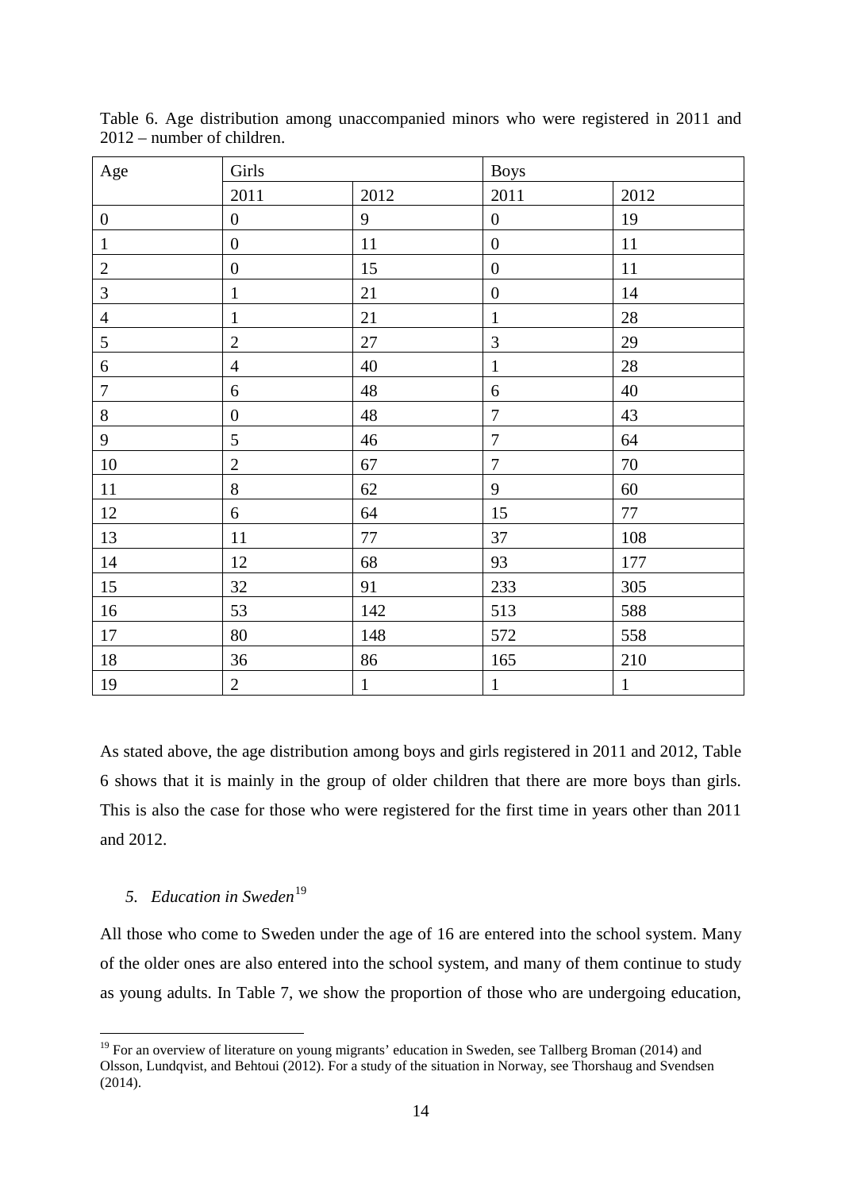Table 6. Age distribution among unaccompanied minors who were registered in 2011 and 2012 – number of children.

| Age | Girls | | Boys | |
|---|---|---|---|---|
| | 2011 | 2012 | 2011 | 2012 |
| 0 | 0 | 9 | 0 | 19 |
| 1 | 0 | 11 | 0 | 11 |
| 2 | 0 | 15 | 0 | 11 |
| 3 | 1 | 21 | 0 | 14 |
| 4 | 1 | 21 | 1 | 28 |
| 5 | 2 | 27 | 3 | 29 |
| 6 | 4 | 40 | 1 | 28 |
| 7 | 6 | 48 | 6 | 40 |
| 8 | 0 | 48 | 7 | 43 |
| 9 | 5 | 46 | 7 | 64 |
| 10 | 2 | 67 | 7 | 70 |
| 11 | 8 | 62 | 9 | 60 |
| 12 | 6 | 64 | 15 | 77 |
| 13 | 11 | 77 | 37 | 108 |
| 14 | 12 | 68 | 93 | 177 |
| 15 | 32 | 91 | 233 | 305 |
| 16 | 53 | 142 | 513 | 588 |
| 17 | 80 | 148 | 572 | 558 |
| 18 | 36 | 86 | 165 | 210 |
| 19 | 2 | 1 | 1 | 1 |

As stated above, the age distribution among boys and girls registered in 2011 and 2012, Table 6 shows that it is mainly in the group of older children that there are more boys than girls. This is also the case for those who were registered for the first time in years other than 2011 and 2012.

## 5. *Education in Sweden*[19]

All those who come to Sweden under the age of 16 are entered into the school system. Many of the older ones are also entered into the school system, and many of them continue to study as young adults. In Table 7, we show the proportion of those who are undergoing education,

[19] For an overview of literature on young migrants' education in Sweden, see Tallberg Broman (2014) and Olsson, Lundqvist, and Behtoui (2012). For a study of the situation in Norway, see Thorshaug and Svendsen (2014).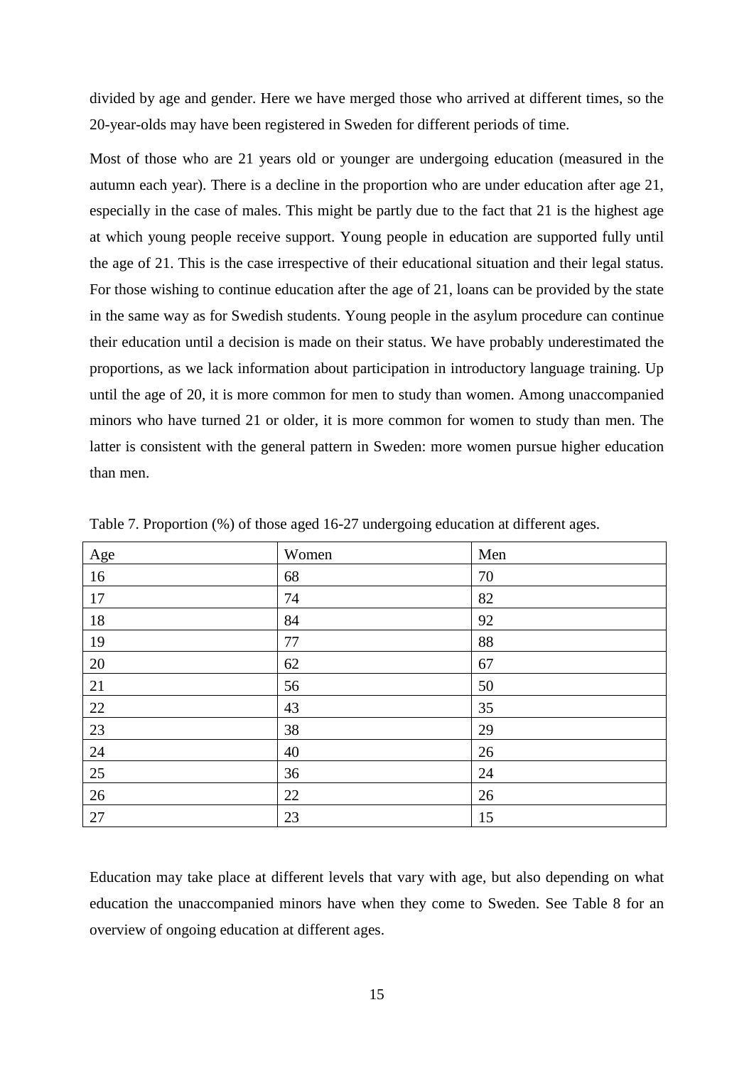divided by age and gender. Here we have merged those who arrived at different times, so the 20-year-olds may have been registered in Sweden for different periods of time.

Most of those who are 21 years old or younger are undergoing education (measured in the autumn each year). There is a decline in the proportion who are under education after age 21, especially in the case of males. This might be partly due to the fact that 21 is the highest age at which young people receive support. Young people in education are supported fully until the age of 21. This is the case irrespective of their educational situation and their legal status. For those wishing to continue education after the age of 21, loans can be provided by the state in the same way as for Swedish students. Young people in the asylum procedure can continue their education until a decision is made on their status. We have probably underestimated the proportions, as we lack information about participation in introductory language training. Up until the age of 20, it is more common for men to study than women. Among unaccompanied minors who have turned 21 or older, it is more common for women to study than men. The latter is consistent with the general pattern in Sweden: more women pursue higher education than men.

Table 7. Proportion (%) of those aged 16-27 undergoing education at different ages.

| Age | Women | Men |
|---|---|---|
| 16 | 68 | 70 |
| 17 | 74 | 82 |
| 18 | 84 | 92 |
| 19 | 77 | 88 |
| 20 | 62 | 67 |
| 21 | 56 | 50 |
| 22 | 43 | 35 |
| 23 | 38 | 29 |
| 24 | 40 | 26 |
| 25 | 36 | 24 |
| 26 | 22 | 26 |
| 27 | 23 | 15 |

Education may take place at different levels that vary with age, but also depending on what education the unaccompanied minors have when they come to Sweden. See Table 8 for an overview of ongoing education at different ages.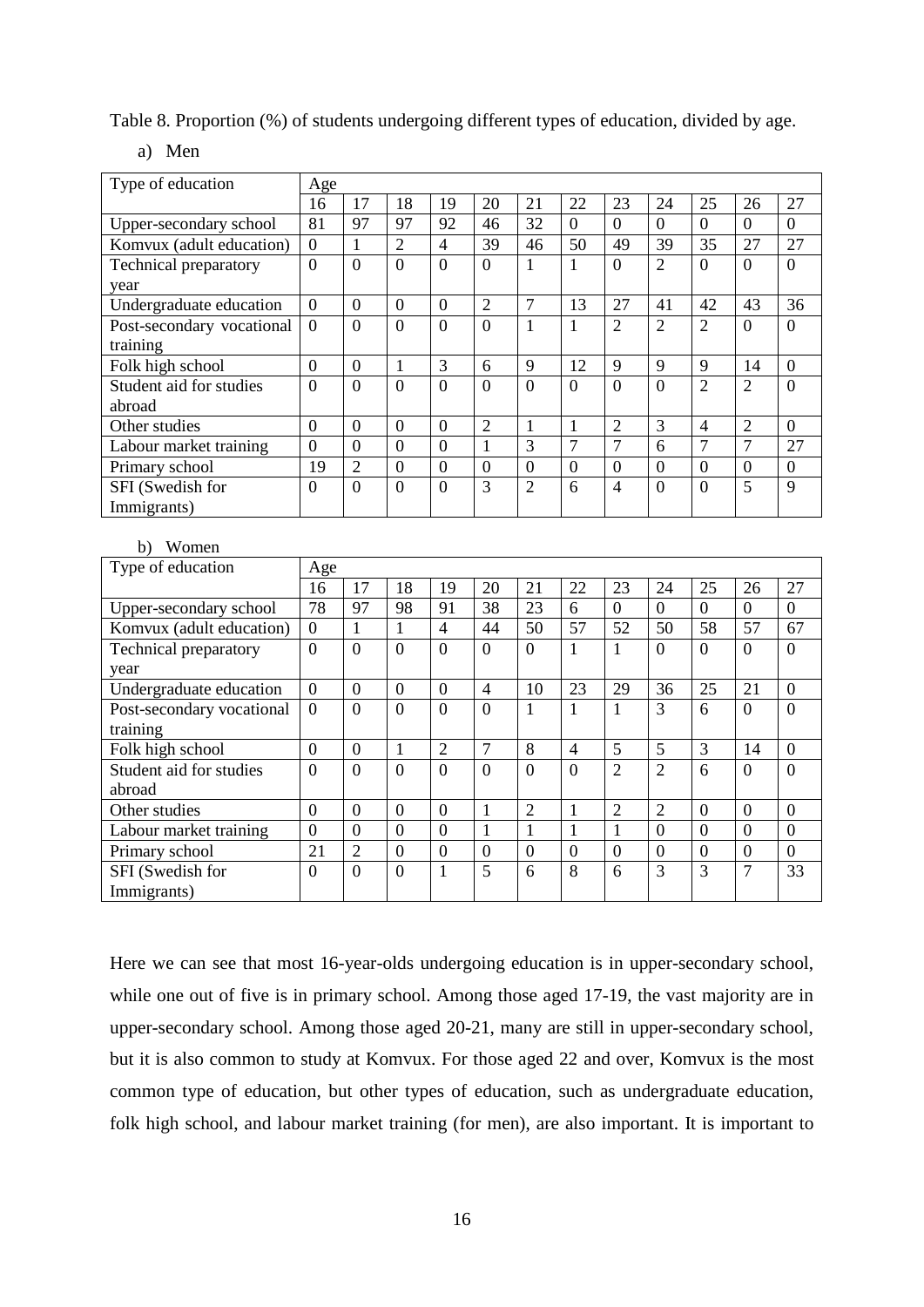Table 8. Proportion (%) of students undergoing different types of education, divided by age.

a) Men

| Type of education | Age | | | | | | | | | | | |
|---|---|---|---|---|---|---|---|---|---|---|---|---|
| | 16 | 17 | 18 | 19 | 20 | 21 | 22 | 23 | 24 | 25 | 26 | 27 |
| Upper-secondary school | 81 | 97 | 97 | 92 | 46 | 32 | 0 | 0 | 0 | 0 | 0 | 0 |
| Komvux (adult education) | 0 | 1 | 2 | 4 | 39 | 46 | 50 | 49 | 39 | 35 | 27 | 27 |
| Technical preparatory year | 0 | 0 | 0 | 0 | 0 | 1 | 1 | 0 | 2 | 0 | 0 | 0 |
| Undergraduate education | 0 | 0 | 0 | 0 | 2 | 7 | 13 | 27 | 41 | 42 | 43 | 36 |
| Post-secondary vocational training | 0 | 0 | 0 | 0 | 0 | 1 | 1 | 2 | 2 | 2 | 0 | 0 |
| Folk high school | 0 | 0 | 1 | 3 | 6 | 9 | 12 | 9 | 9 | 9 | 14 | 0 |
| Student aid for studies abroad | 0 | 0 | 0 | 0 | 0 | 0 | 0 | 0 | 0 | 2 | 2 | 0 |
| Other studies | 0 | 0 | 0 | 0 | 2 | 1 | 1 | 2 | 3 | 4 | 2 | 0 |
| Labour market training | 0 | 0 | 0 | 0 | 1 | 3 | 7 | 7 | 6 | 7 | 7 | 27 |
| Primary school | 19 | 2 | 0 | 0 | 0 | 0 | 0 | 0 | 0 | 0 | 0 | 0 |
| SFI (Swedish for Immigrants) | 0 | 0 | 0 | 0 | 3 | 2 | 6 | 4 | 0 | 0 | 5 | 9 |

b) Women

| Type of education | Age | | | | | | | | | | | |
|---|---|---|---|---|---|---|---|---|---|---|---|---|
| | 16 | 17 | 18 | 19 | 20 | 21 | 22 | 23 | 24 | 25 | 26 | 27 |
| Upper-secondary school | 78 | 97 | 98 | 91 | 38 | 23 | 6 | 0 | 0 | 0 | 0 | 0 |
| Komvux (adult education) | 0 | 1 | 1 | 4 | 44 | 50 | 57 | 52 | 50 | 58 | 57 | 67 |
| Technical preparatory year | 0 | 0 | 0 | 0 | 0 | 0 | 1 | 1 | 0 | 0 | 0 | 0 |
| Undergraduate education | 0 | 0 | 0 | 0 | 4 | 10 | 23 | 29 | 36 | 25 | 21 | 0 |
| Post-secondary vocational training | 0 | 0 | 0 | 0 | 0 | 1 | 1 | 1 | 3 | 6 | 0 | 0 |
| Folk high school | 0 | 0 | 1 | 2 | 7 | 8 | 4 | 5 | 5 | 3 | 14 | 0 |
| Student aid for studies abroad | 0 | 0 | 0 | 0 | 0 | 0 | 0 | 2 | 2 | 6 | 0 | 0 |
| Other studies | 0 | 0 | 0 | 0 | 1 | 2 | 1 | 2 | 2 | 0 | 0 | 0 |
| Labour market training | 0 | 0 | 0 | 0 | 1 | 1 | 1 | 1 | 0 | 0 | 0 | 0 |
| Primary school | 21 | 2 | 0 | 0 | 0 | 0 | 0 | 0 | 0 | 0 | 0 | 0 |
| SFI (Swedish for Immigrants) | 0 | 0 | 0 | 1 | 5 | 6 | 8 | 6 | 3 | 3 | 7 | 33 |

Here we can see that most 16-year-olds undergoing education is in upper-secondary school, while one out of five is in primary school. Among those aged 17-19, the vast majority are in upper-secondary school. Among those aged 20-21, many are still in upper-secondary school, but it is also common to study at Komvux. For those aged 22 and over, Komvux is the most common type of education, but other types of education, such as undergraduate education, folk high school, and labour market training (for men), are also important. It is important to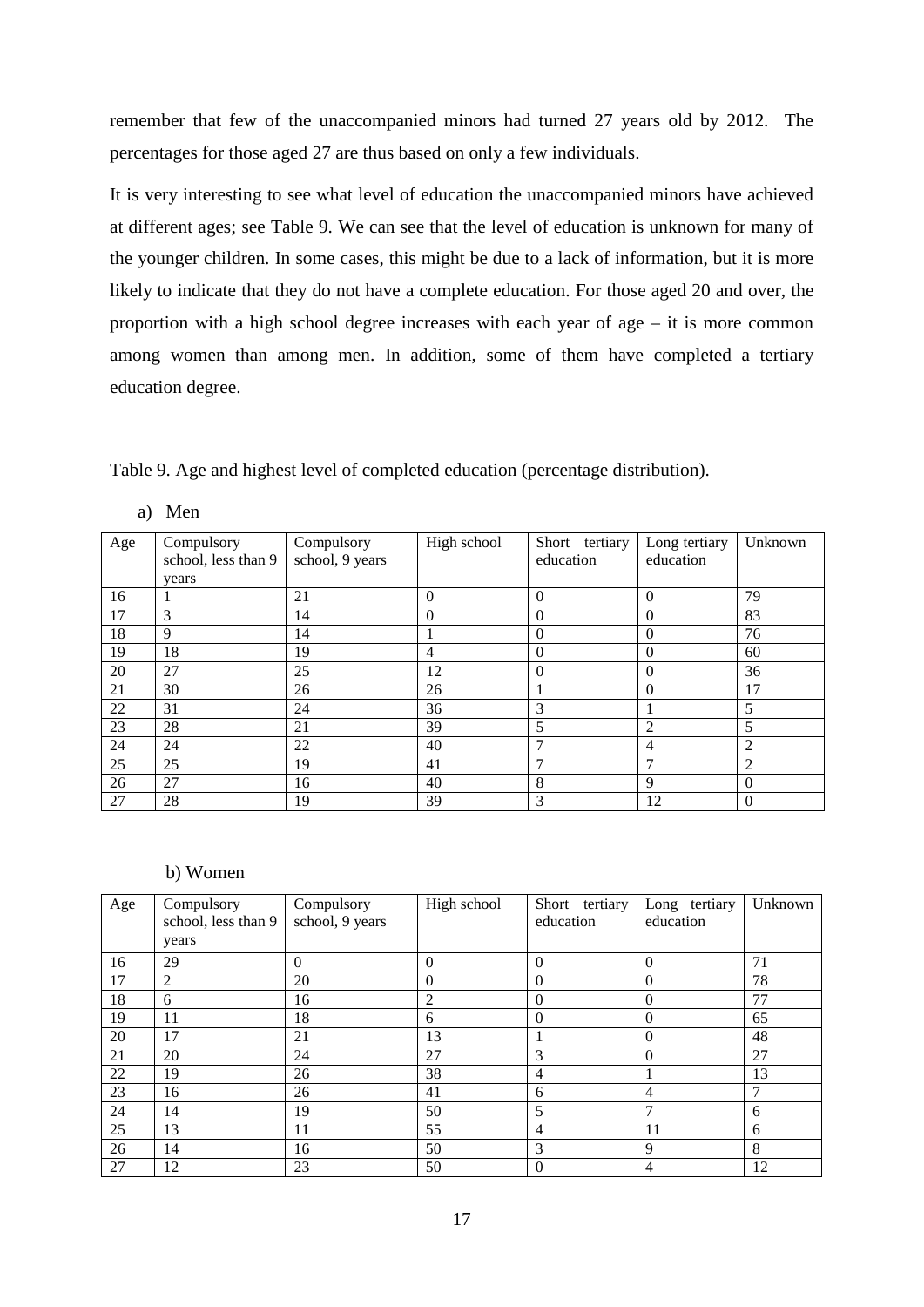remember that few of the unaccompanied minors had turned 27 years old by 2012. The percentages for those aged 27 are thus based on only a few individuals.

It is very interesting to see what level of education the unaccompanied minors have achieved at different ages; see Table 9. We can see that the level of education is unknown for many of the younger children. In some cases, this might be due to a lack of information, but it is more likely to indicate that they do not have a complete education. For those aged 20 and over, the proportion with a high school degree increases with each year of age – it is more common among women than among men. In addition, some of them have completed a tertiary education degree.

Table 9. Age and highest level of completed education (percentage distribution).

a) Men

| Age | Compulsory school, less than 9 years | Compulsory school, 9 years | High school | Short tertiary education | Long tertiary education | Unknown |
|---|---|---|---|---|---|---|
| 16 | 1 | 21 | 0 | 0 | 0 | 79 |
| 17 | 3 | 14 | 0 | 0 | 0 | 83 |
| 18 | 9 | 14 | 1 | 0 | 0 | 76 |
| 19 | 18 | 19 | 4 | 0 | 0 | 60 |
| 20 | 27 | 25 | 12 | 0 | 0 | 36 |
| 21 | 30 | 26 | 26 | 1 | 0 | 17 |
| 22 | 31 | 24 | 36 | 3 | 1 | 5 |
| 23 | 28 | 21 | 39 | 5 | 2 | 5 |
| 24 | 24 | 22 | 40 | 7 | 4 | 2 |
| 25 | 25 | 19 | 41 | 7 | 7 | 2 |
| 26 | 27 | 16 | 40 | 8 | 9 | 0 |
| 27 | 28 | 19 | 39 | 3 | 12 | 0 |

b) Women

| Age | Compulsory school, less than 9 years | Compulsory school, 9 years | High school | Short tertiary education | Long tertiary education | Unknown |
|---|---|---|---|---|---|---|
| 16 | 29 | 0 | 0 | 0 | 0 | 71 |
| 17 | 2 | 20 | 0 | 0 | 0 | 78 |
| 18 | 6 | 16 | 2 | 0 | 0 | 77 |
| 19 | 11 | 18 | 6 | 0 | 0 | 65 |
| 20 | 17 | 21 | 13 | 1 | 0 | 48 |
| 21 | 20 | 24 | 27 | 3 | 0 | 27 |
| 22 | 19 | 26 | 38 | 4 | 1 | 13 |
| 23 | 16 | 26 | 41 | 6 | 4 | 7 |
| 24 | 14 | 19 | 50 | 5 | 7 | 6 |
| 25 | 13 | 11 | 55 | 4 | 11 | 6 |
| 26 | 14 | 16 | 50 | 3 | 9 | 8 |
| 27 | 12 | 23 | 50 | 0 | 4 | 12 |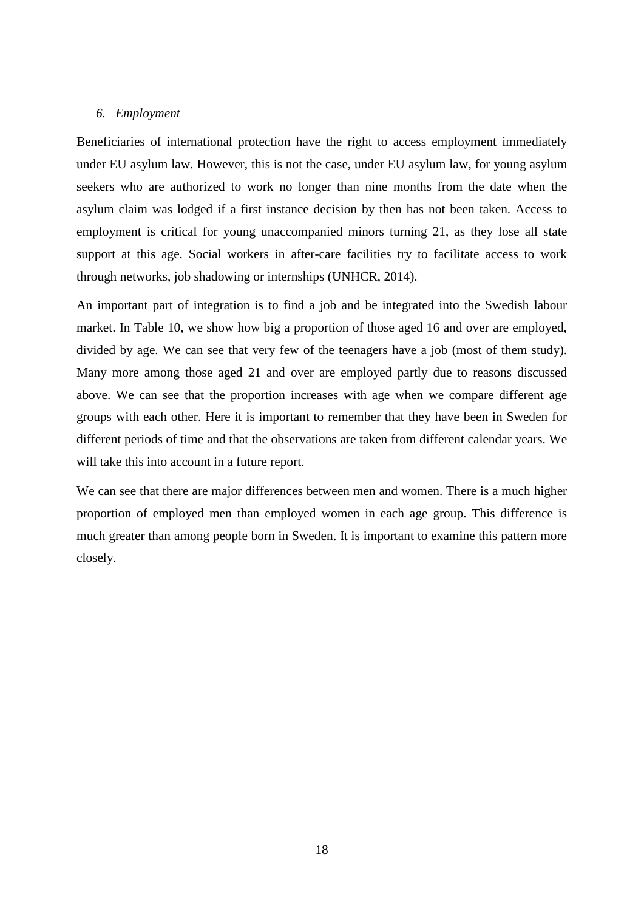### *6. Employment*

Beneficiaries of international protection have the right to access employment immediately under EU asylum law. However, this is not the case, under EU asylum law, for young asylum seekers who are authorized to work no longer than nine months from the date when the asylum claim was lodged if a first instance decision by then has not been taken. Access to employment is critical for young unaccompanied minors turning 21, as they lose all state support at this age. Social workers in after-care facilities try to facilitate access to work through networks, job shadowing or internships (UNHCR, 2014).

An important part of integration is to find a job and be integrated into the Swedish labour market. In Table 10, we show how big a proportion of those aged 16 and over are employed, divided by age. We can see that very few of the teenagers have a job (most of them study). Many more among those aged 21 and over are employed partly due to reasons discussed above. We can see that the proportion increases with age when we compare different age groups with each other. Here it is important to remember that they have been in Sweden for different periods of time and that the observations are taken from different calendar years. We will take this into account in a future report.

We can see that there are major differences between men and women. There is a much higher proportion of employed men than employed women in each age group. This difference is much greater than among people born in Sweden. It is important to examine this pattern more closely.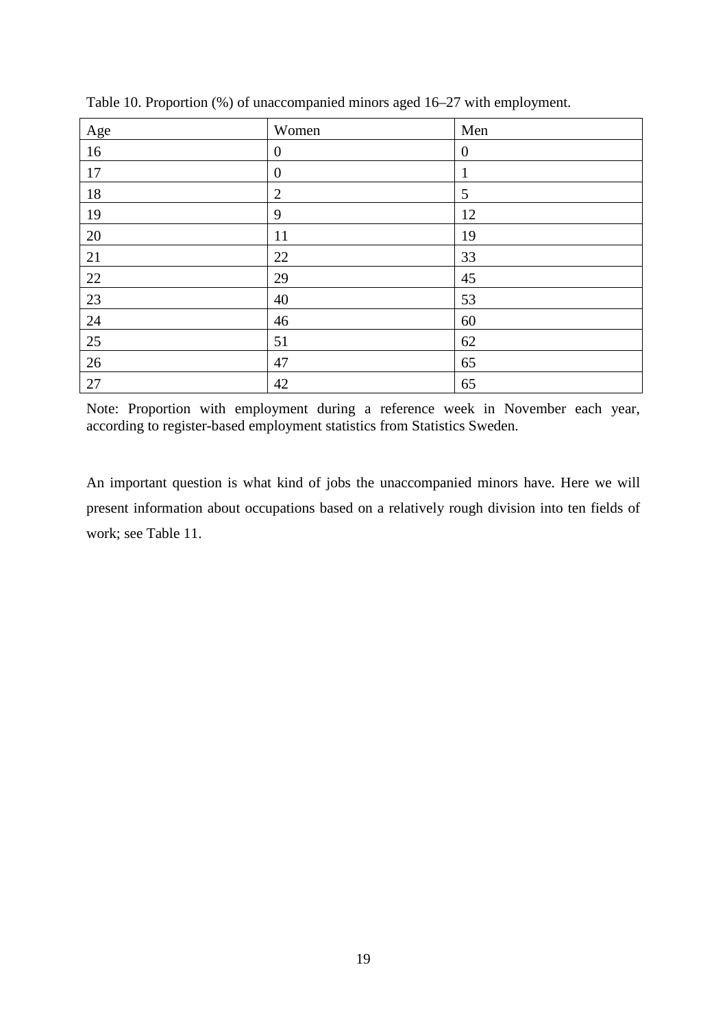Table 10. Proportion (%) of unaccompanied minors aged 16–27 with employment.

| Age | Women | Men |
|---|---|---|
| 16 | 0 | 0 |
| 17 | 0 | 1 |
| 18 | 2 | 5 |
| 19 | 9 | 12 |
| 20 | 11 | 19 |
| 21 | 22 | 33 |
| 22 | 29 | 45 |
| 23 | 40 | 53 |
| 24 | 46 | 60 |
| 25 | 51 | 62 |
| 26 | 47 | 65 |
| 27 | 42 | 65 |

Note: Proportion with employment during a reference week in November each year, according to register-based employment statistics from Statistics Sweden.

An important question is what kind of jobs the unaccompanied minors have. Here we will present information about occupations based on a relatively rough division into ten fields of work; see Table 11.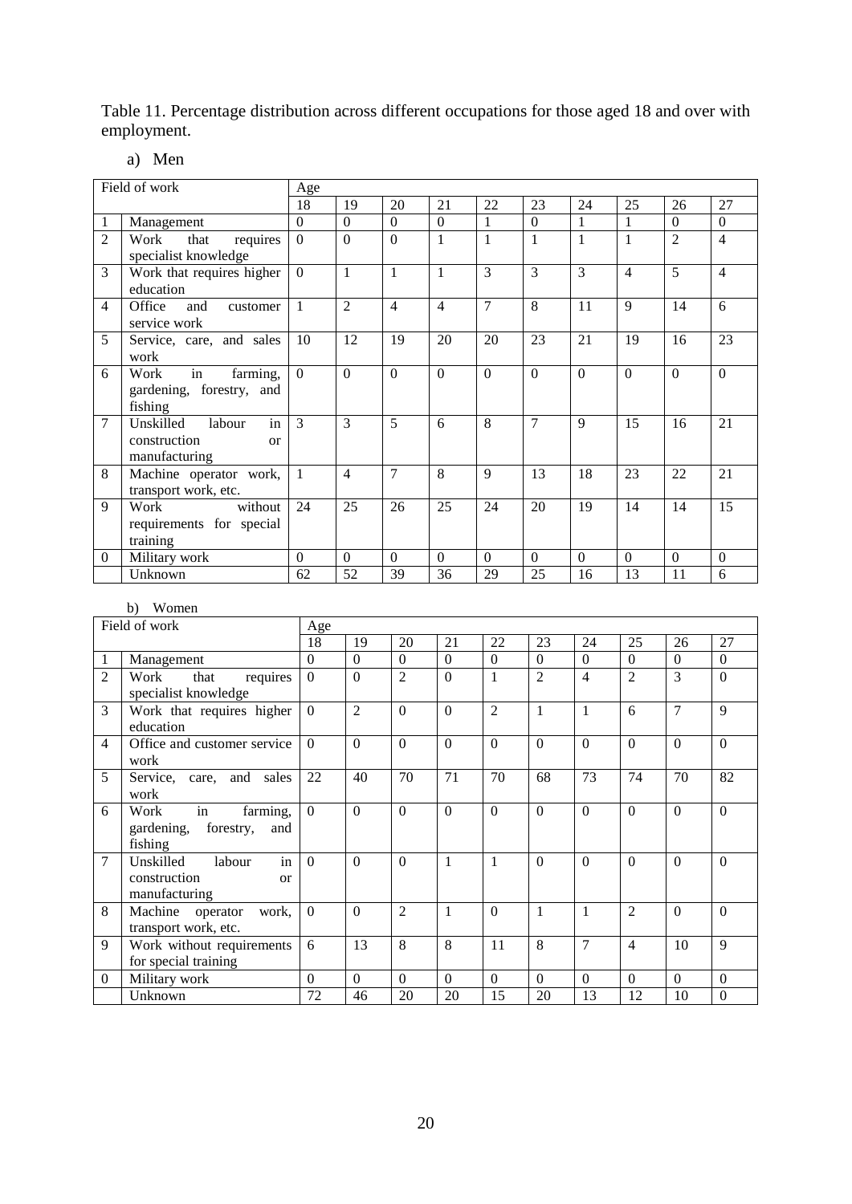Table 11. Percentage distribution across different occupations for those aged 18 and over with employment.

a) Men

| Field of work | | Age | | | | | | | | | |
|---|---|---|---|---|---|---|---|---|---|---|---|
| | | 18 | 19 | 20 | 21 | 22 | 23 | 24 | 25 | 26 | 27 |
| 1 | Management | 0 | 0 | 0 | 0 | 1 | 0 | 1 | 1 | 0 | 0 |
| 2 | Work that requires specialist knowledge | 0 | 0 | 0 | 1 | 1 | 1 | 1 | 1 | 2 | 4 |
| 3 | Work that requires higher education | 0 | 1 | 1 | 1 | 3 | 3 | 3 | 4 | 5 | 4 |
| 4 | Office and customer service work | 1 | 2 | 4 | 4 | 7 | 8 | 11 | 9 | 14 | 6 |
| 5 | Service, care, and sales work | 10 | 12 | 19 | 20 | 20 | 23 | 21 | 19 | 16 | 23 |
| 6 | Work in farming, gardening, forestry, and fishing | 0 | 0 | 0 | 0 | 0 | 0 | 0 | 0 | 0 | 0 |
| 7 | Unskilled labour in construction or manufacturing | 3 | 3 | 5 | 6 | 8 | 7 | 9 | 15 | 16 | 21 |
| 8 | Machine operator work, transport work, etc. | 1 | 4 | 7 | 8 | 9 | 13 | 18 | 23 | 22 | 21 |
| 9 | Work without requirements for special training | 24 | 25 | 26 | 25 | 24 | 20 | 19 | 14 | 14 | 15 |
| 0 | Military work | 0 | 0 | 0 | 0 | 0 | 0 | 0 | 0 | 0 | 0 |
| | Unknown | 62 | 52 | 39 | 36 | 29 | 25 | 16 | 13 | 11 | 6 |

b) Women

| Field of work | | Age | | | | | | | | | |
|---|---|---|---|---|---|---|---|---|---|---|---|
| | | 18 | 19 | 20 | 21 | 22 | 23 | 24 | 25 | 26 | 27 |
| 1 | Management | 0 | 0 | 0 | 0 | 0 | 0 | 0 | 0 | 0 | 0 |
| 2 | Work that requires specialist knowledge | 0 | 0 | 2 | 0 | 1 | 2 | 4 | 2 | 3 | 0 |
| 3 | Work that requires higher education | 0 | 2 | 0 | 0 | 2 | 1 | 1 | 6 | 7 | 9 |
| 4 | Office and customer service work | 0 | 0 | 0 | 0 | 0 | 0 | 0 | 0 | 0 | 0 |
| 5 | Service, care, and sales work | 22 | 40 | 70 | 71 | 70 | 68 | 73 | 74 | 70 | 82 |
| 6 | Work in farming, gardening, forestry, and fishing | 0 | 0 | 0 | 0 | 0 | 0 | 0 | 0 | 0 | 0 |
| 7 | Unskilled labour in construction or manufacturing | 0 | 0 | 0 | 1 | 1 | 0 | 0 | 0 | 0 | 0 |
| 8 | Machine operator work, transport work, etc. | 0 | 0 | 2 | 1 | 0 | 1 | 1 | 2 | 0 | 0 |
| 9 | Work without requirements for special training | 6 | 13 | 8 | 8 | 11 | 8 | 7 | 4 | 10 | 9 |
| 0 | Military work | 0 | 0 | 0 | 0 | 0 | 0 | 0 | 0 | 0 | 0 |
| | Unknown | 72 | 46 | 20 | 20 | 15 | 20 | 13 | 12 | 10 | 0 |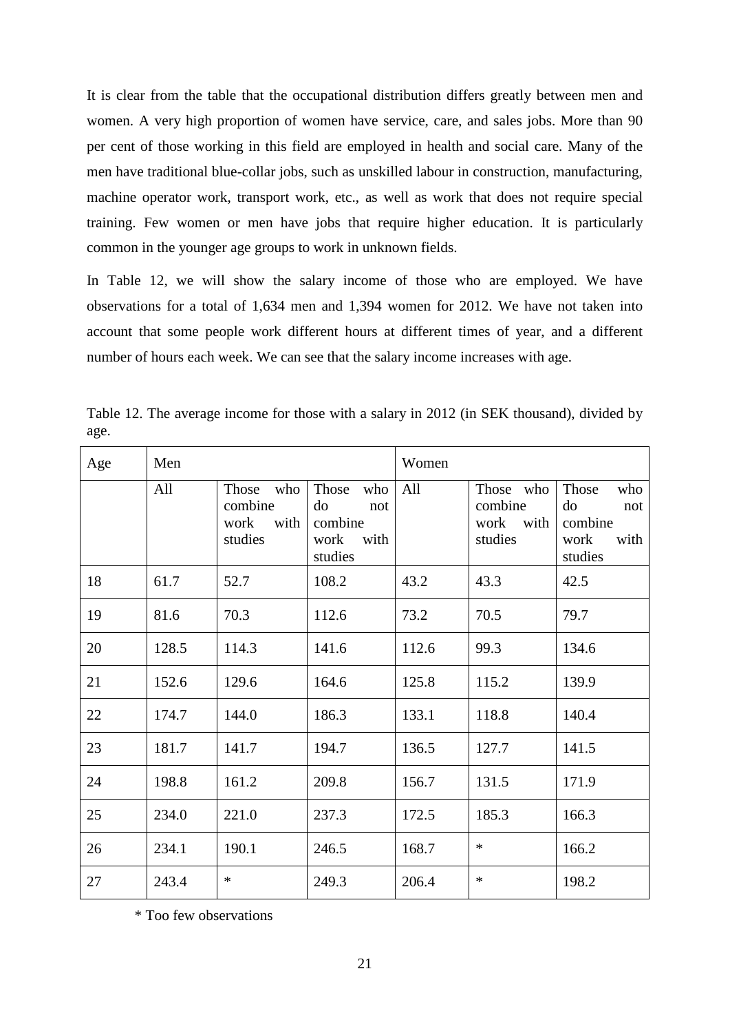It is clear from the table that the occupational distribution differs greatly between men and women. A very high proportion of women have service, care, and sales jobs. More than 90 per cent of those working in this field are employed in health and social care. Many of the men have traditional blue-collar jobs, such as unskilled labour in construction, manufacturing, machine operator work, transport work, etc., as well as work that does not require special training. Few women or men have jobs that require higher education. It is particularly common in the younger age groups to work in unknown fields.

In Table 12, we will show the salary income of those who are employed. We have observations for a total of 1,634 men and 1,394 women for 2012. We have not taken into account that some people work different hours at different times of year, and a different number of hours each week. We can see that the salary income increases with age.

Table 12. The average income for those with a salary in 2012 (in SEK thousand), divided by age.

| Age | Men | | | Women | | |
|---|---|---|---|---|---|---|
| | All | Those who combine work with studies | Those who do not combine work with studies | All | Those who combine work with studies | Those who do not combine work with studies |
| 18 | 61.7 | 52.7 | 108.2 | 43.2 | 43.3 | 42.5 |
| 19 | 81.6 | 70.3 | 112.6 | 73.2 | 70.5 | 79.7 |
| 20 | 128.5 | 114.3 | 141.6 | 112.6 | 99.3 | 134.6 |
| 21 | 152.6 | 129.6 | 164.6 | 125.8 | 115.2 | 139.9 |
| 22 | 174.7 | 144.0 | 186.3 | 133.1 | 118.8 | 140.4 |
| 23 | 181.7 | 141.7 | 194.7 | 136.5 | 127.7 | 141.5 |
| 24 | 198.8 | 161.2 | 209.8 | 156.7 | 131.5 | 171.9 |
| 25 | 234.0 | 221.0 | 237.3 | 172.5 | 185.3 | 166.3 |
| 26 | 234.1 | 190.1 | 246.5 | 168.7 | * | 166.2 |
| 27 | 243.4 | * | 249.3 | 206.4 | * | 198.2 |

\* Too few observations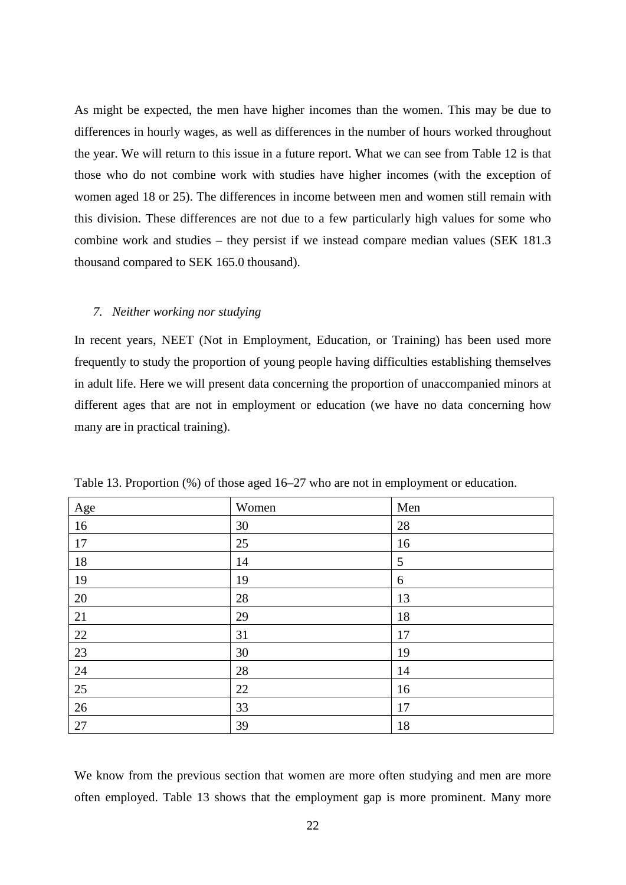As might be expected, the men have higher incomes than the women. This may be due to differences in hourly wages, as well as differences in the number of hours worked throughout the year. We will return to this issue in a future report. What we can see from Table 12 is that those who do not combine work with studies have higher incomes (with the exception of women aged 18 or 25). The differences in income between men and women still remain with this division. These differences are not due to a few particularly high values for some who combine work and studies – they persist if we instead compare median values (SEK 181.3 thousand compared to SEK 165.0 thousand).

### *7. Neither working nor studying*

In recent years, NEET (Not in Employment, Education, or Training) has been used more frequently to study the proportion of young people having difficulties establishing themselves in adult life. Here we will present data concerning the proportion of unaccompanied minors at different ages that are not in employment or education (we have no data concerning how many are in practical training).

Table 13. Proportion (%) of those aged 16–27 who are not in employment or education.

| Age | Women | Men |
|---|---|---|
| 16 | 30 | 28 |
| 17 | 25 | 16 |
| 18 | 14 | 5 |
| 19 | 19 | 6 |
| 20 | 28 | 13 |
| 21 | 29 | 18 |
| 22 | 31 | 17 |
| 23 | 30 | 19 |
| 24 | 28 | 14 |
| 25 | 22 | 16 |
| 26 | 33 | 17 |
| 27 | 39 | 18 |

We know from the previous section that women are more often studying and men are more often employed. Table 13 shows that the employment gap is more prominent. Many more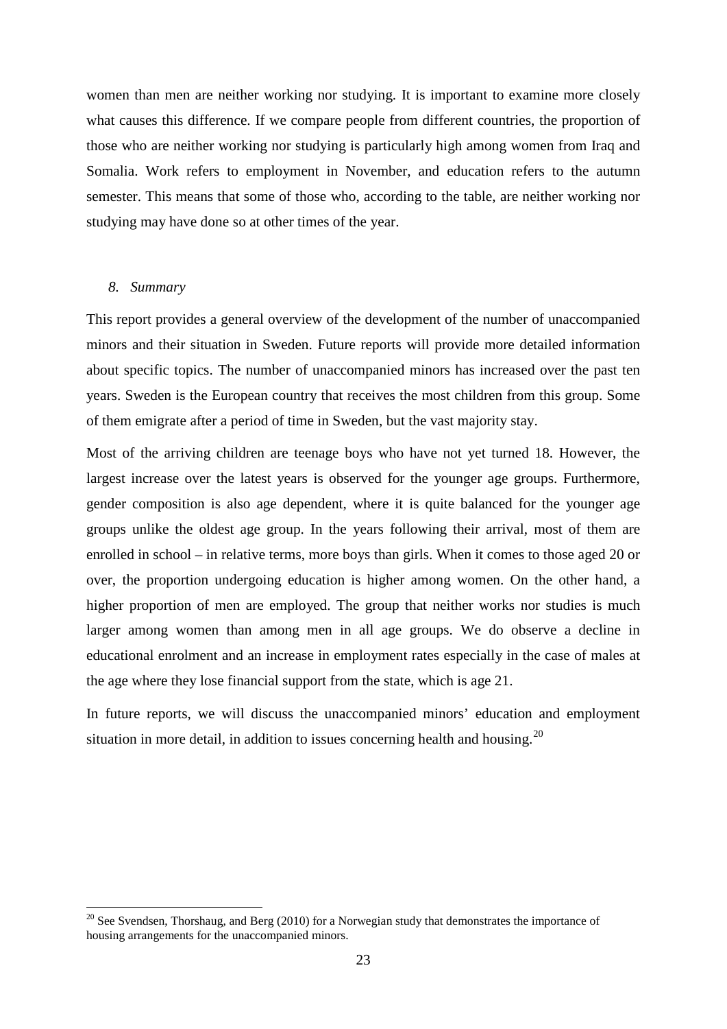women than men are neither working nor studying. It is important to examine more closely what causes this difference. If we compare people from different countries, the proportion of those who are neither working nor studying is particularly high among women from Iraq and Somalia. Work refers to employment in November, and education refers to the autumn semester. This means that some of those who, according to the table, are neither working nor studying may have done so at other times of the year.

## *8. Summary*

This report provides a general overview of the development of the number of unaccompanied minors and their situation in Sweden. Future reports will provide more detailed information about specific topics. The number of unaccompanied minors has increased over the past ten years. Sweden is the European country that receives the most children from this group. Some of them emigrate after a period of time in Sweden, but the vast majority stay.

Most of the arriving children are teenage boys who have not yet turned 18. However, the largest increase over the latest years is observed for the younger age groups. Furthermore, gender composition is also age dependent, where it is quite balanced for the younger age groups unlike the oldest age group. In the years following their arrival, most of them are enrolled in school – in relative terms, more boys than girls. When it comes to those aged 20 or over, the proportion undergoing education is higher among women. On the other hand, a higher proportion of men are employed. The group that neither works nor studies is much larger among women than among men in all age groups. We do observe a decline in educational enrolment and an increase in employment rates especially in the case of males at the age where they lose financial support from the state, which is age 21.

In future reports, we will discuss the unaccompanied minors' education and employment situation in more detail, in addition to issues concerning health and housing.[20]

[20] See Svendsen, Thorshaug, and Berg (2010) for a Norwegian study that demonstrates the importance of housing arrangements for the unaccompanied minors.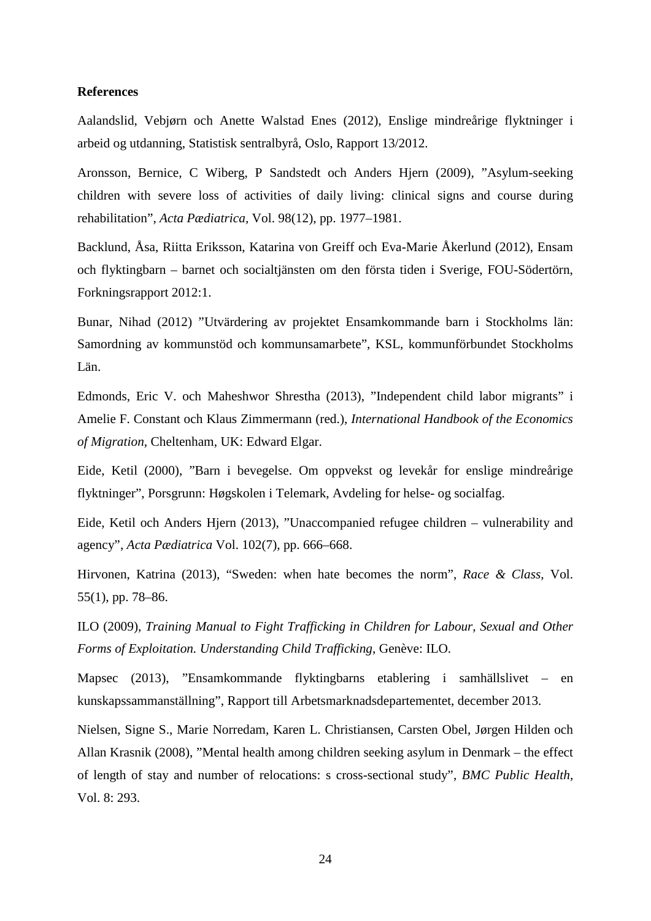**References**

Aalandslid, Vebjørn och Anette Walstad Enes (2012), Enslige mindreårige flyktninger i arbeid og utdanning, Statistisk sentralbyrå, Oslo, Rapport 13/2012.

Aronsson, Bernice, C Wiberg, P Sandstedt och Anders Hjern (2009), "Asylum-seeking children with severe loss of activities of daily living: clinical signs and course during rehabilitation", *Acta Pædiatrica*, Vol. 98(12), pp. 1977–1981.

Backlund, Åsa, Riitta Eriksson, Katarina von Greiff och Eva-Marie Åkerlund (2012), Ensam och flyktingbarn – barnet och socialtjänsten om den första tiden i Sverige, FOU-Södertörn, Forkningsrapport 2012:1.

Bunar, Nihad (2012) "Utvärdering av projektet Ensamkommande barn i Stockholms län: Samordning av kommunstöd och kommunsamarbete", KSL, kommunförbundet Stockholms Län.

Edmonds, Eric V. och Maheshwor Shrestha (2013), "Independent child labor migrants" i Amelie F. Constant och Klaus Zimmermann (red.), *International Handbook of the Economics of Migration*, Cheltenham, UK: Edward Elgar.

Eide, Ketil (2000), "Barn i bevegelse. Om oppvekst og levekår for enslige mindreårige flyktninger", Porsgrunn: Høgskolen i Telemark, Avdeling for helse- og socialfag.

Eide, Ketil och Anders Hjern (2013), "Unaccompanied refugee children – vulnerability and agency", *Acta Pædiatrica* Vol. 102(7), pp. 666–668.

Hirvonen, Katrina (2013), "Sweden: when hate becomes the norm", *Race & Class*, Vol. 55(1), pp. 78–86.

ILO (2009), *Training Manual to Fight Trafficking in Children for Labour, Sexual and Other Forms of Exploitation. Understanding Child Trafficking*, Genève: ILO.

Mapsec (2013), "Ensamkommande flyktingbarns etablering i samhällslivet – en kunskapssammanställning", Rapport till Arbetsmarknadsdepartementet, december 2013.

Nielsen, Signe S., Marie Norredam, Karen L. Christiansen, Carsten Obel, Jørgen Hilden och Allan Krasnik (2008), "Mental health among children seeking asylum in Denmark – the effect of length of stay and number of relocations: s cross-sectional study", *BMC Public Health*, Vol. 8: 293.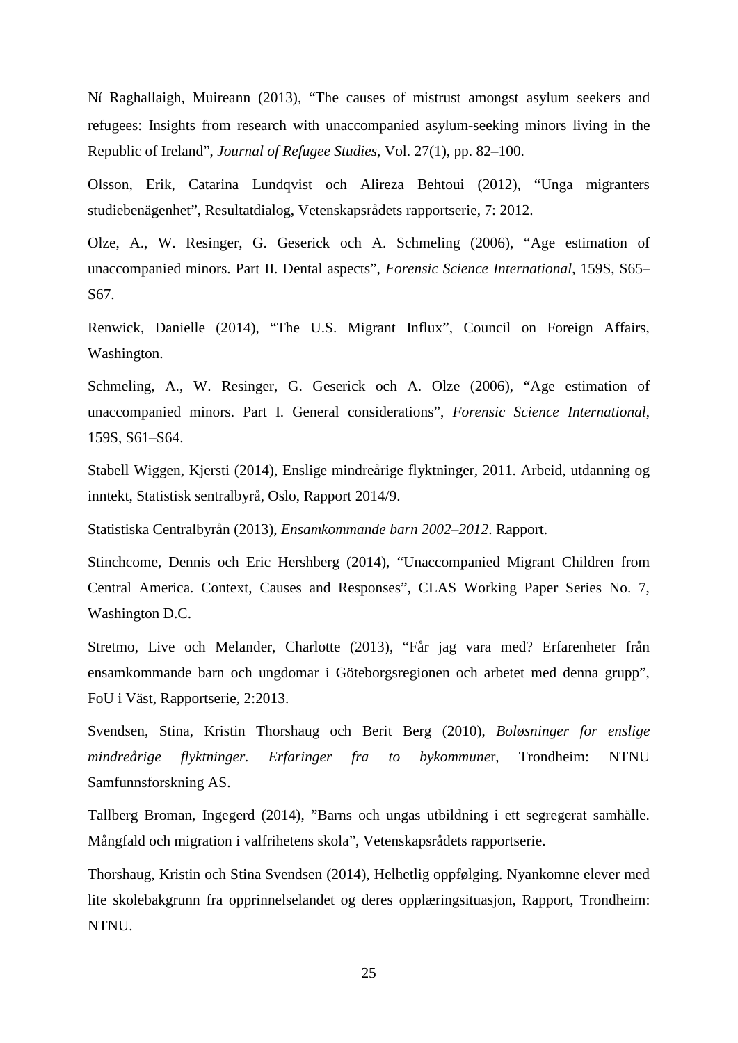Ní Raghallaigh, Muireann (2013), “The causes of mistrust amongst asylum seekers and refugees: Insights from research with unaccompanied asylum-seeking minors living in the Republic of Ireland”, *Journal of Refugee Studies*, Vol. 27(1), pp. 82–100.

Olsson, Erik, Catarina Lundqvist och Alireza Behtoui (2012), “Unga migranters studiebenägenhet”, Resultatdialog, Vetenskapsrådets rapportserie, 7: 2012.

Olze, A., W. Resinger, G. Geserick och A. Schmeling (2006), “Age estimation of unaccompanied minors. Part II. Dental aspects”, *Forensic Science International*, 159S, S65–S67.

Renwick, Danielle (2014), “The U.S. Migrant Influx”, Council on Foreign Affairs, Washington.

Schmeling, A., W. Resinger, G. Geserick och A. Olze (2006), “Age estimation of unaccompanied minors. Part I. General considerations”, *Forensic Science International*, 159S, S61–S64.

Stabell Wiggen, Kjersti (2014), Enslige mindreårige flyktninger, 2011. Arbeid, utdanning og inntekt, Statistisk sentralbyrå, Oslo, Rapport 2014/9.

Statistiska Centralbyrån (2013), *Ensamkommande barn 2002–2012*. Rapport.

Stinchcome, Dennis och Eric Hershberg (2014), “Unaccompanied Migrant Children from Central America. Context, Causes and Responses”, CLAS Working Paper Series No. 7, Washington D.C.

Stretmo, Live och Melander, Charlotte (2013), “Får jag vara med? Erfarenheter från ensamkommande barn och ungdomar i Göteborgsregionen och arbetet med denna grupp”, FoU i Väst, Rapportserie, 2:2013.

Svendsen, Stina, Kristin Thorshaug och Berit Berg (2010), *Boløsninger for enslige mindreårige flyktninger. Erfaringer fra to bykommuner*, Trondheim: NTNU Samfunnsforskning AS.

Tallberg Broman, Ingegerd (2014), ”Barns och ungas utbildning i ett segregerat samhälle. Mångfald och migration i valfrihetens skola”, Vetenskapsrådets rapportserie.

Thorshaug, Kristin och Stina Svendsen (2014), Helhetlig oppfølging. Nyankomne elever med lite skolebakgrunn fra opprinnelselandet og deres opplæringsituasjon, Rapport, Trondheim: NTNU.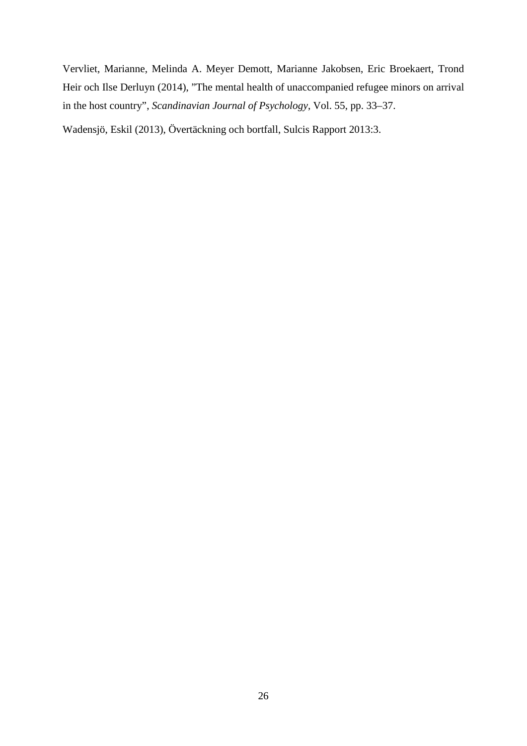Vervliet, Marianne, Melinda A. Meyer Demott, Marianne Jakobsen, Eric Broekaert, Trond Heir och Ilse Derluyn (2014), ”The mental health of unaccompanied refugee minors on arrival in the host country”, *Scandinavian Journal of Psychology*, Vol. 55, pp. 33–37.

Wadensjö, Eskil (2013), Övertäckning och bortfall, Sulcis Rapport 2013:3.